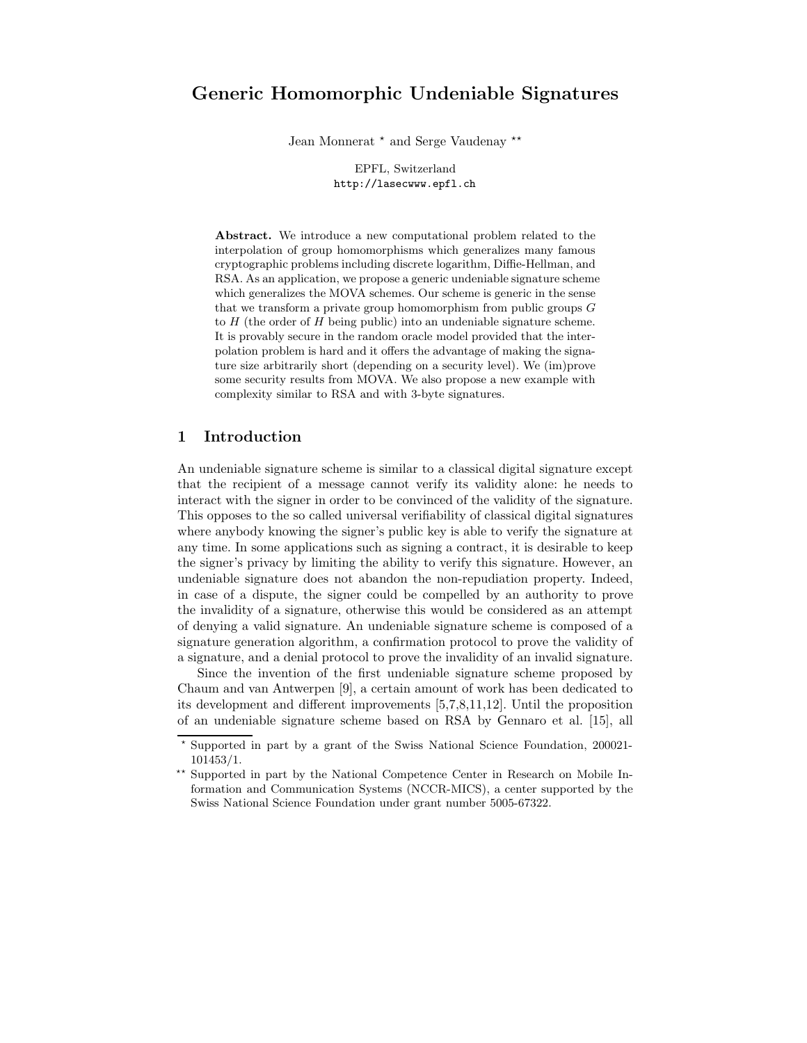# Generic Homomorphic Undeniable Signatures

Jean Monnerat * and Serge Vaudenay **

EPFL, Switzerland
http://lasecwww.epfl.ch

**Abstract.** We introduce a new computational problem related to the interpolation of group homomorphisms which generalizes many famous cryptographic problems including discrete logarithm, Diffie-Hellman, and RSA. As an application, we propose a generic undeniable signature scheme which generalizes the MOVA schemes. Our scheme is generic in the sense that we transform a private group homomorphism from public groups $G$ to $H$ (the order of $H$ being public) into an undeniable signature scheme. It is provably secure in the random oracle model provided that the interpolation problem is hard and it offers the advantage of making the signature size arbitrarily short (depending on a security level). We (im)prove some security results from MOVA. We also propose a new example with complexity similar to RSA and with 3-byte signatures.

## 1 Introduction

An undeniable signature scheme is similar to a classical digital signature except that the recipient of a message cannot verify its validity alone: he needs to interact with the signer in order to be convinced of the validity of the signature. This opposes to the so called universal verifiability of classical digital signatures where anybody knowing the signer's public key is able to verify the signature at any time. In some applications such as signing a contract, it is desirable to keep the signer's privacy by limiting the ability to verify this signature. However, an undeniable signature does not abandon the non-repudiation property. Indeed, in case of a dispute, the signer could be compelled by an authority to prove the invalidity of a signature, otherwise this would be considered as an attempt of denying a valid signature. An undeniable signature scheme is composed of a signature generation algorithm, a confirmation protocol to prove the validity of a signature, and a denial protocol to prove the invalidity of an invalid signature.

Since the invention of the first undeniable signature scheme proposed by Chaum and van Antwerpen [9], a certain amount of work has been dedicated to its development and different improvements [5,7,8,11,12]. Until the proposition of an undeniable signature scheme based on RSA by Gennaro et al. [15], all

---

* Supported in part by a grant of the Swiss National Science Foundation, 200021-101453/1.

** Supported in part by the National Competence Center in Research on Mobile Information and Communication Systems (NCCR-MICS), a center supported by the Swiss National Science Foundation under grant number 5005-67322.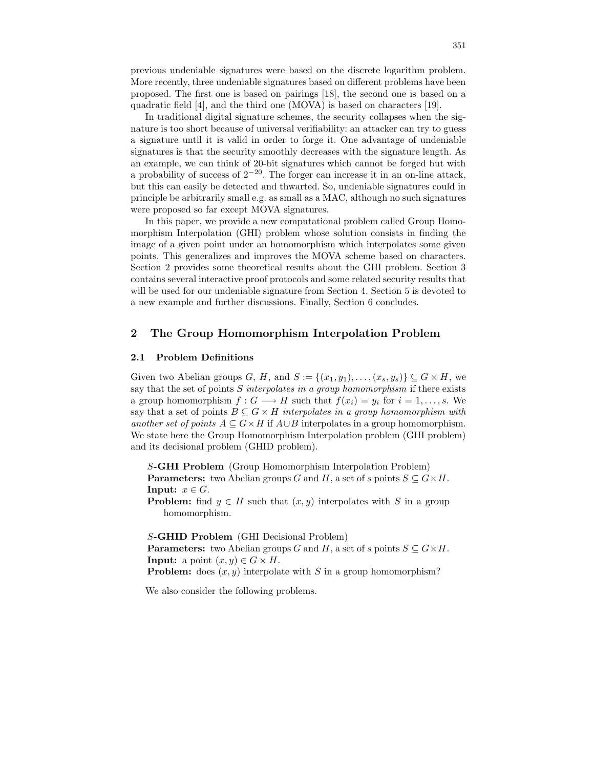previous undeniable signatures were based on the discrete logarithm problem. More recently, three undeniable signatures based on different problems have been proposed. The first one is based on pairings [18], the second one is based on a quadratic field [4], and the third one (MOVA) is based on characters [19].

In traditional digital signature schemes, the security collapses when the signature is too short because of universal verifiability: an attacker can try to guess a signature until it is valid in order to forge it. One advantage of undeniable signatures is that the security smoothly decreases with the signature length. As an example, we can think of 20-bit signatures which cannot be forged but with a probability of success of $2^{-20}$. The forger can increase it in an on-line attack, but this can easily be detected and thwarted. So, undeniable signatures could in principle be arbitrarily small e.g. as small as a MAC, although no such signatures were proposed so far except MOVA signatures.

In this paper, we provide a new computational problem called Group Homomorphism Interpolation (GHI) problem whose solution consists in finding the image of a given point under an homomorphism which interpolates some given points. This generalizes and improves the MOVA scheme based on characters. Section 2 provides some theoretical results about the GHI problem. Section 3 contains several interactive proof protocols and some related security results that will be used for our undeniable signature from Section 4. Section 5 is devoted to a new example and further discussions. Finally, Section 6 concludes.

## 2 The Group Homomorphism Interpolation Problem

### 2.1 Problem Definitions

Given two Abelian groups $G$, $H$, and $S := \{(x_1, y_1), \ldots, (x_s, y_s)\} \subseteq G \times H$, we say that the set of points $S$ *interpolates in a group homomorphism* if there exists a group homomorphism $f : G \longrightarrow H$ such that $f(x_i) = y_i$ for $i = 1, \ldots, s$. We say that a set of points $B \subseteq G \times H$ *interpolates in a group homomorphism with another set of points* $A \subseteq G \times H$ if $A \cup B$ interpolates in a group homomorphism. We state here the Group Homomorphism Interpolation problem (GHI problem) and its decisional problem (GHID problem).

*S*-**GHI Problem** (Group Homomorphism Interpolation Problem)
**Parameters:** two Abelian groups $G$ and $H$, a set of $s$ points $S \subseteq G \times H$.
**Input:** $x \in G$.
**Problem:** find $y \in H$ such that $(x, y)$ interpolates with $S$ in a group homomorphism.

*S*-**GHID Problem** (GHI Decisional Problem)
**Parameters:** two Abelian groups $G$ and $H$, a set of $s$ points $S \subseteq G \times H$.
**Input:** a point $(x, y) \in G \times H$.
**Problem:** does $(x, y)$ interpolate with $S$ in a group homomorphism?

We also consider the following problems.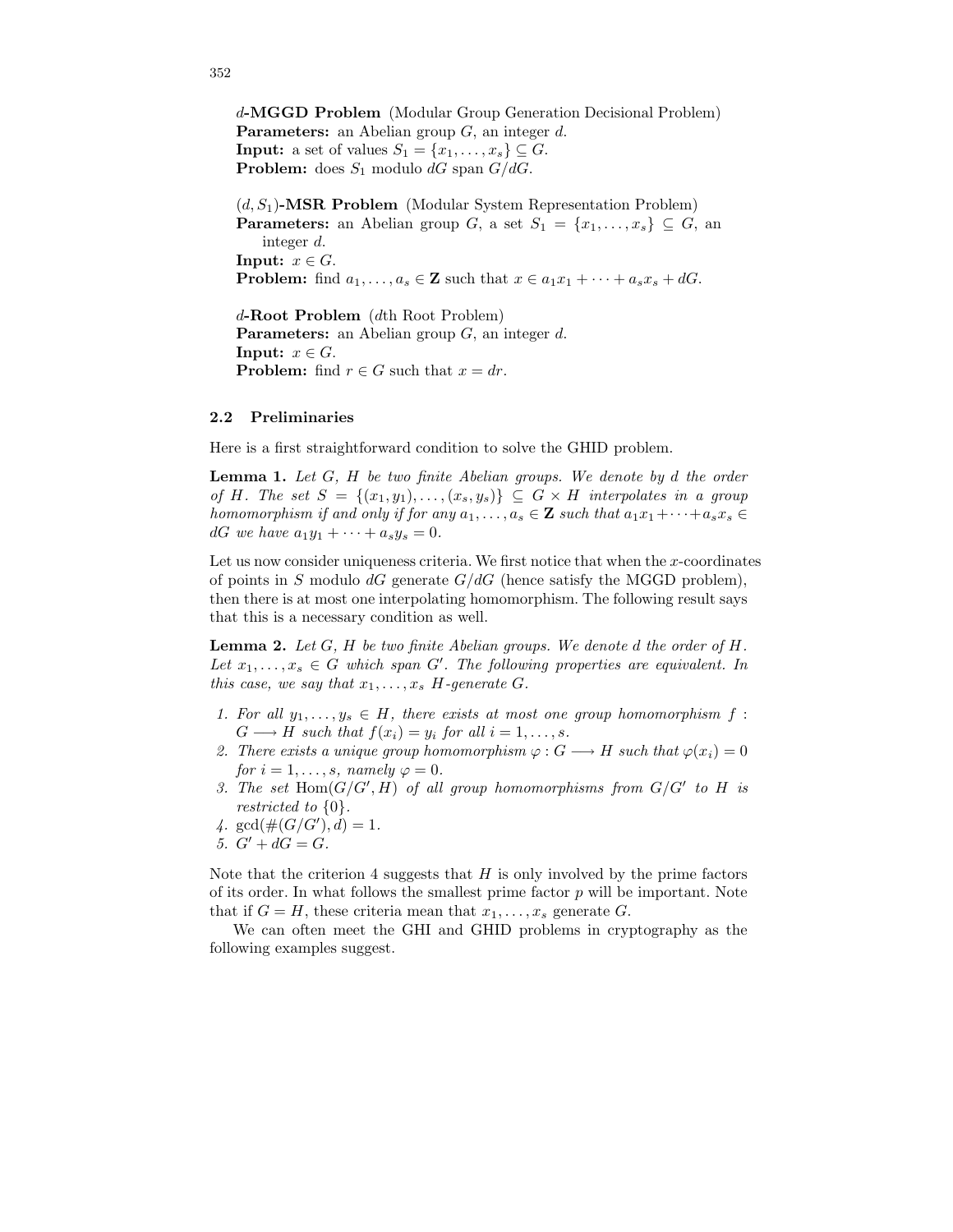**$d$-MGGD Problem** (Modular Group Generation Decisional Problem)
**Parameters:** an Abelian group $G$, an integer $d$.
**Input:** a set of values $S_1 = \{x_1, \ldots, x_s\} \subseteq G$.
**Problem:** does $S_1$ modulo $dG$ span $G/dG$.

**$(d, S_1)$-MSR Problem** (Modular System Representation Problem)
**Parameters:** an Abelian group $G$, a set $S_1 = \{x_1, \ldots, x_s\} \subseteq G$, an integer $d$.
**Input:** $x \in G$.
**Problem:** find $a_1, \ldots, a_s \in \mathbf{Z}$ such that $x \in a_1x_1 + \cdots + a_sx_s + dG$.

**$d$-Root Problem** ($d$th Root Problem)
**Parameters:** an Abelian group $G$, an integer $d$.
**Input:** $x \in G$.
**Problem:** find $r \in G$ such that $x = dr$.

### 2.2 Preliminaries

Here is a first straightforward condition to solve the GHID problem.

**Lemma 1.** *Let $G$, $H$ be two finite Abelian groups. We denote by $d$ the order of $H$. The set $S = \{(x_1, y_1), \ldots, (x_s, y_s)\} \subseteq G \times H$ interpolates in a group homomorphism if and only if for any $a_1, \ldots, a_s \in \mathbf{Z}$ such that $a_1x_1 + \cdots + a_sx_s \in dG$ we have $a_1y_1 + \cdots + a_sy_s = 0$.*

Let us now consider uniqueness criteria. We first notice that when the $x$-coordinates of points in $S$ modulo $dG$ generate $G/dG$ (hence satisfy the MGGD problem), then there is at most one interpolating homomorphism. The following result says that this is a necessary condition as well.

**Lemma 2.** *Let $G$, $H$ be two finite Abelian groups. We denote $d$ the order of $H$. Let $x_1, \ldots, x_s \in G$ which span $G'$. The following properties are equivalent. In this case, we say that $x_1, \ldots, x_s$ $H$-generate $G$.*

1. *For all $y_1, \ldots, y_s \in H$, there exists at most one group homomorphism $f : G \longrightarrow H$ such that $f(x_i) = y_i$ for all $i = 1, \ldots, s$.*
2. *There exists a unique group homomorphism $\varphi : G \longrightarrow H$ such that $\varphi(x_i) = 0$ for $i = 1, \ldots, s$, namely $\varphi = 0$.*
3. *The set $\mathrm{Hom}(G/G', H)$ of all group homomorphisms from $G/G'$ to $H$ is restricted to $\{0\}$.*
4. *$\gcd(\#(G/G'), d) = 1$.*
5. *$G' + dG = G$.*

Note that the criterion 4 suggests that $H$ is only involved by the prime factors of its order. In what follows the smallest prime factor $p$ will be important. Note that if $G = H$, these criteria mean that $x_1, \ldots, x_s$ generate $G$.

We can often meet the GHI and GHID problems in cryptography as the following examples suggest.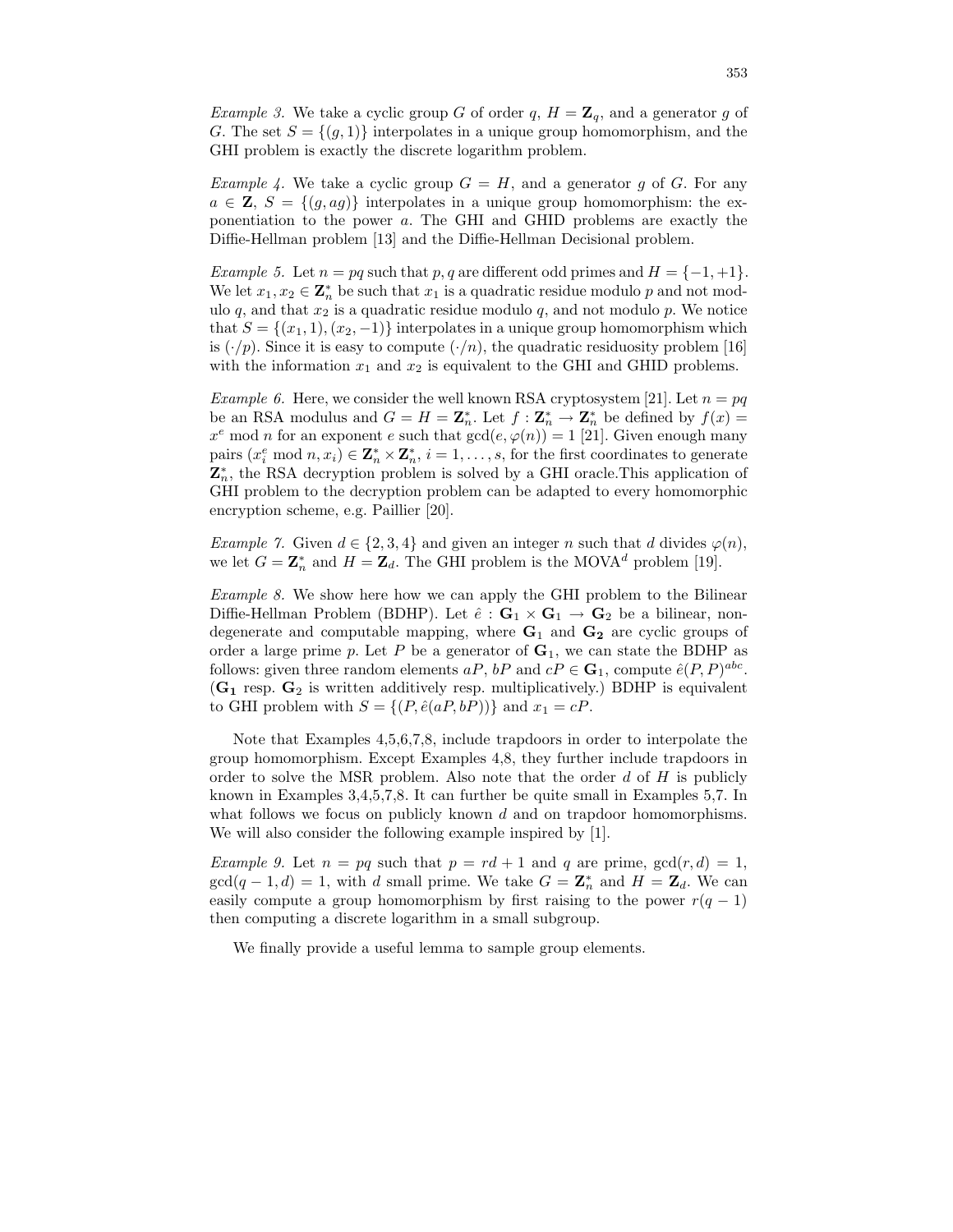*Example 3.* We take a cyclic group $G$ of order $q$, $H = \mathbf{Z}_q$, and a generator $g$ of $G$. The set $S = \{(g, 1)\}$ interpolates in a unique group homomorphism, and the GHI problem is exactly the discrete logarithm problem.

*Example 4.* We take a cyclic group $G = H$, and a generator $g$ of $G$. For any $a \in \mathbf{Z}$, $S = \{(g, ag)\}$ interpolates in a unique group homomorphism: the exponentiation to the power $a$. The GHI and GHID problems are exactly the Diffie-Hellman problem [13] and the Diffie-Hellman Decisional problem.

*Example 5.* Let $n = pq$ such that $p, q$ are different odd primes and $H = \{-1, +1\}$. We let $x_1, x_2 \in \mathbf{Z}_n^*$ be such that $x_1$ is a quadratic residue modulo $p$ and not modulo $q$, and that $x_2$ is a quadratic residue modulo $q$, and not modulo $p$. We notice that $S = \{(x_1, 1), (x_2, -1)\}$ interpolates in a unique group homomorphism which is $(\cdot/p)$. Since it is easy to compute $(\cdot/n)$, the quadratic residuosity problem [16] with the information $x_1$ and $x_2$ is equivalent to the GHI and GHID problems.

*Example 6.* Here, we consider the well known RSA cryptosystem [21]. Let $n = pq$ be an RSA modulus and $G = H = \mathbf{Z}_n^*$. Let $f : \mathbf{Z}_n^* \to \mathbf{Z}_n^*$ be defined by $f(x) = x^e \bmod n$ for an exponent $e$ such that $\gcd(e, \varphi(n)) = 1$ [21]. Given enough many pairs $(x_i^e \bmod n, x_i) \in \mathbf{Z}_n^* \times \mathbf{Z}_n^*$, $i = 1, \ldots, s$, for the first coordinates to generate $\mathbf{Z}_n^*$, the RSA decryption problem is solved by a GHI oracle.This application of GHI problem to the decryption problem can be adapted to every homomorphic encryption scheme, e.g. Paillier [20].

*Example 7.* Given $d \in \{2, 3, 4\}$ and given an integer $n$ such that $d$ divides $\varphi(n)$, we let $G = \mathbf{Z}_n^*$ and $H = \mathbf{Z}_d$. The GHI problem is the MOVA$^d$ problem [19].

*Example 8.* We show here how we can apply the GHI problem to the Bilinear Diffie-Hellman Problem (BDHP). Let $\hat{e} : \mathbf{G}_1 \times \mathbf{G}_1 \to \mathbf{G}_2$ be a bilinear, non-degenerate and computable mapping, where $\mathbf{G}_1$ and $\mathbf{G_2}$ are cyclic groups of order a large prime $p$. Let $P$ be a generator of $\mathbf{G}_1$, we can state the BDHP as follows: given three random elements $aP$, $bP$ and $cP \in \mathbf{G}_1$, compute $\hat{e}(P, P)^{abc}$. ($\mathbf{G_1}$ resp. $\mathbf{G}_2$ is written additively resp. multiplicatively.) BDHP is equivalent to GHI problem with $S = \{(P, \hat{e}(aP, bP))\}$ and $x_1 = cP$.

Note that Examples 4,5,6,7,8, include trapdoors in order to interpolate the group homomorphism. Except Examples 4,8, they further include trapdoors in order to solve the MSR problem. Also note that the order $d$ of $H$ is publicly known in Examples 3,4,5,7,8. It can further be quite small in Examples 5,7. In what follows we focus on publicly known $d$ and on trapdoor homomorphisms. We will also consider the following example inspired by [1].

*Example 9.* Let $n = pq$ such that $p = rd + 1$ and $q$ are prime, $\gcd(r, d) = 1$, $\gcd(q - 1, d) = 1$, with $d$ small prime. We take $\mathbf{Z}_n^*$ and $H = \mathbf{Z}_d$. We can easily compute a group homomorphism by first raising to the power $r(q - 1)$ then computing a discrete logarithm in a small subgroup.

We finally provide a useful lemma to sample group elements.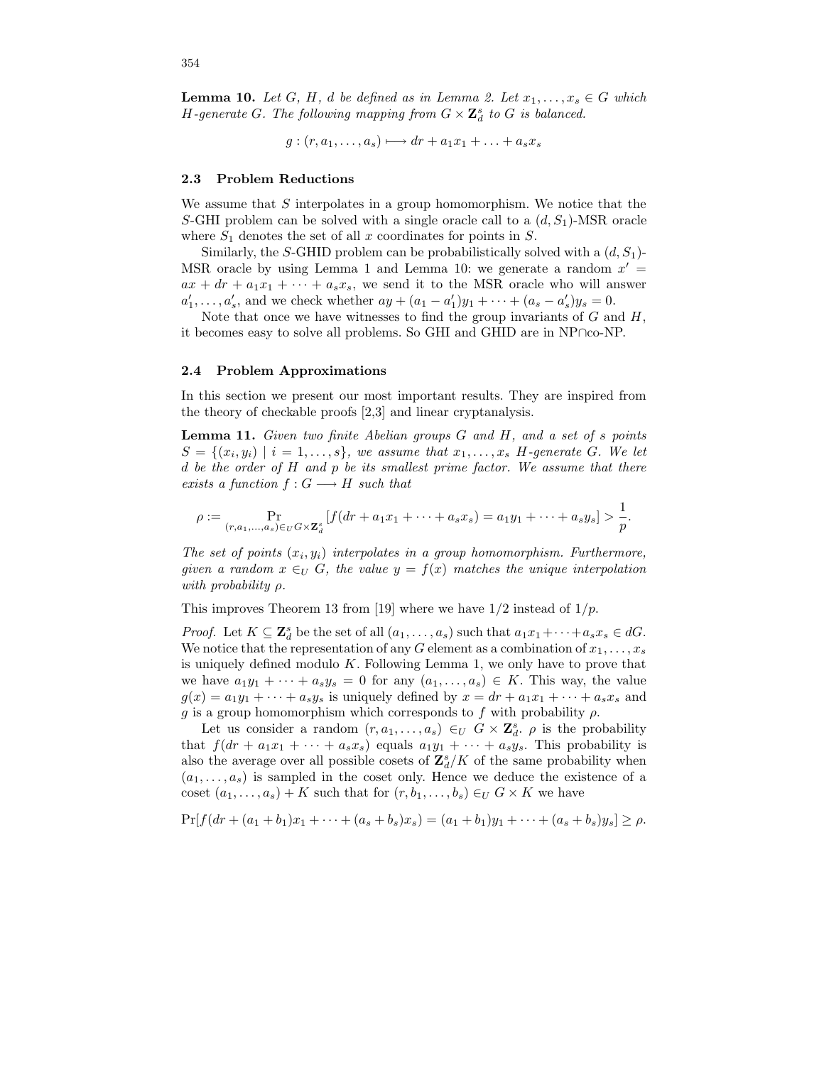**Lemma 10.** *Let $G$, $H$, $d$ be defined as in Lemma 2. Let $x_1, \ldots, x_s \in G$ which $H$-generate $G$. The following mapping from $G \times \mathbf{Z}_d^s$ to $G$ is balanced.*

$$g : (r, a_1, \ldots, a_s) \longmapsto dr + a_1 x_1 + \ldots + a_s x_s$$

### 2.3 Problem Reductions

We assume that $S$ interpolates in a group homomorphism. We notice that the $S$-GHI problem can be solved with a single oracle call to a $(d, S_1)$-MSR oracle where $S_1$ denotes the set of all $x$ coordinates for points in $S$.

Similarly, the $S$-GHID problem can be probabilistically solved with a $(d, S_1)$-MSR oracle by using Lemma 1 and Lemma 10: we generate a random $x' = ax + dr + a_1 x_1 + \cdots + a_s x_s$, we send it to the MSR oracle who will answer $a'_1, \ldots, a'_s$, and we check whether $ay + (a_1 - a'_1)y_1 + \cdots + (a_s - a'_s)y_s = 0$.

Note that once we have witnesses to find the group invariants of $G$ and $H$, it becomes easy to solve all problems. So GHI and GHID are in NP∩co-NP.

### 2.4 Problem Approximations

In this section we present our most important results. They are inspired from the theory of checkable proofs [2,3] and linear cryptanalysis.

**Lemma 11.** *Given two finite Abelian groups $G$ and $H$, and a set of $s$ points $S = \{(x_i, y_i) \mid i = 1, \ldots, s\}$, we assume that $x_1, \ldots, x_s$ $H$-generate $G$. We let $d$ be the order of $H$ and $p$ be its smallest prime factor. We assume that there exists a function $f : G \longrightarrow H$ such that*

$$\rho := \Pr_{(r, a_1, \ldots, a_s) \in_U G \times \mathbf{Z}_d^s} [f(dr + a_1 x_1 + \cdots + a_s x_s) = a_1 y_1 + \cdots + a_s y_s] > \frac{1}{p}.$$

*The set of points $(x_i, y_i)$ interpolates in a group homomorphism. Furthermore, given a random $x \in_U G$, the value $y = f(x)$ matches the unique interpolation with probability $\rho$.*

This improves Theorem 13 from [19] where we have $1/2$ instead of $1/p$.

*Proof.* Let $K \subseteq \mathbf{Z}_d^s$ be the set of all $(a_1, \ldots, a_s)$ such that $a_1 x_1 + \cdots + a_s x_s \in dG$. We notice that the representation of any $G$ element as a combination of $x_1, \ldots, x_s$ is uniquely defined modulo $K$. Following Lemma 1, we only have to prove that we have $a_1 y_1 + \cdots + a_s y_s = 0$ for any $(a_1, \ldots, a_s) \in K$. This way, the value $g(x) = a_1 y_1 + \cdots + a_s y_s$ is uniquely defined by $x = dr + a_1 x_1 + \cdots + a_s x_s$ and $g$ is a group homomorphism which corresponds to $f$ with probability $\rho$.

Let us consider a random $(r, a_1, \ldots, a_s) \in_U G \times \mathbf{Z}_d^s$. $\rho$ is the probability that $f(dr + a_1 x_1 + \cdots + a_s x_s)$ equals $a_1 y_1 + \cdots + a_s y_s$. This probability is also the average over all possible cosets of $\mathbf{Z}_d^s / K$ of the same probability when $(a_1, \ldots, a_s)$ is sampled in the coset only. Hence we deduce the existence of a coset $(a_1, \ldots, a_s) + K$ such that for $(r, b_1, \ldots, b_s) \in_U G \times K$ we have

$$\Pr[f(dr + (a_1 + b_1)x_1 + \cdots + (a_s + b_s)x_s) = (a_1 + b_1)y_1 + \cdots + (a_s + b_s)y_s] \geq \rho.$$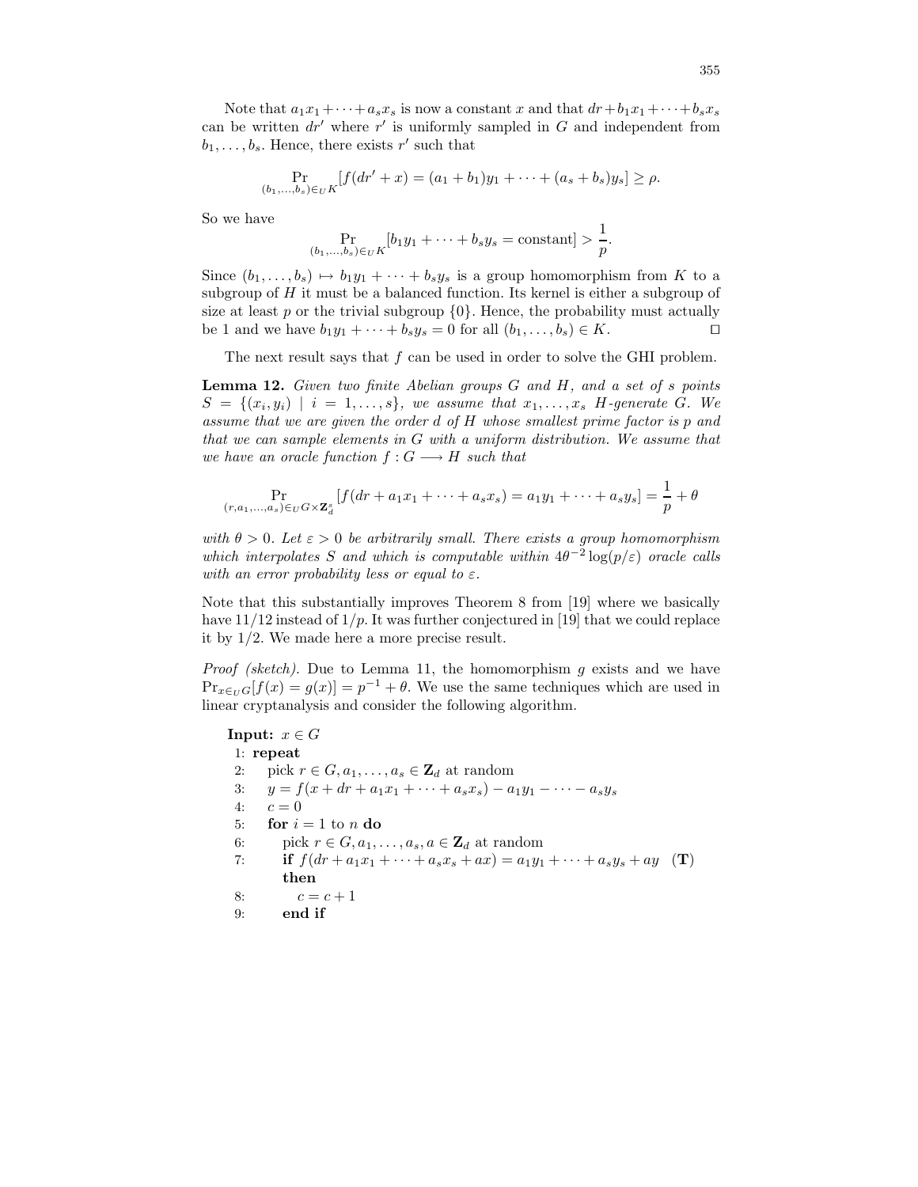Note that $a_1x_1+\cdots+a_sx_s$ is now a constant $x$ and that $dr+b_1x_1+\cdots+b_sx_s$ can be written $dr'$ where $r'$ is uniformly sampled in $G$ and independent from $b_1,\ldots,b_s$. Hence, there exists $r'$ such that

$$\Pr_{(b_1,\ldots,b_s)\in_U K}[f(dr'+x)=(a_1+b_1)y_1+\cdots+(a_s+b_s)y_s]\geq\rho.$$

So we have

$$\Pr_{(b_1,\ldots,b_s)\in_U K}[b_1y_1+\cdots+b_sy_s=\text{constant}]>\frac{1}{p}.$$

Since $(b_1,\ldots,b_s)\mapsto b_1y_1+\cdots+b_sy_s$ is a group homomorphism from $K$ to a subgroup of $H$ it must be a balanced function. Its kernel is either a subgroup of size at least $p$ or the trivial subgroup $\{0\}$. Hence, the probability must actually be 1 and we have $b_1y_1+\cdots+b_sy_s=0$ for all $(b_1,\ldots,b_s)\in K$. □

The next result says that $f$ can be used in order to solve the GHI problem.

**Lemma 12.** *Given two finite Abelian groups $G$ and $H$, and a set of $s$ points $S=\{(x_i,y_i)\mid i=1,\ldots,s\}$, we assume that $x_1,\ldots,x_s$ $H$-generate $G$. We assume that we are given the order $d$ of $H$ whose smallest prime factor is $p$ and that we can sample elements in $G$ with a uniform distribution. We assume that we have an oracle function $f:G\longrightarrow H$ such that*

$$\Pr_{(r,a_1,\ldots,a_s)\in_U G\times\mathbf{Z}_d^s}[f(dr+a_1x_1+\cdots+a_sx_s)=a_1y_1+\cdots+a_sy_s]=\frac{1}{p}+\theta$$

*with $\theta>0$. Let $\varepsilon>0$ be arbitrarily small. There exists a group homomorphism which interpolates $S$ and which is computable within $4\theta^{-2}\log(p/\varepsilon)$ oracle calls with an error probability less or equal to $\varepsilon$.*

Note that this substantially improves Theorem 8 from [19] where we basically have $11/12$ instead of $1/p$. It was further conjectured in [19] that we could replace it by $1/2$. We made here a more precise result.

*Proof (sketch).* Due to Lemma 11, the homomorphism $g$ exists and we have $\Pr_{x\in_U G}[f(x)=g(x)]=p^{-1}+\theta$. We use the same techniques which are used in linear cryptanalysis and consider the following algorithm.

**Input:** $x\in G$
1: **repeat**
2: pick $r\in G,a_1,\ldots,a_s\in\mathbf{Z}_d$ at random
3: $y=f(x+dr+a_1x_1+\cdots+a_sx_s)-a_1y_1-\cdots-a_sy_s$
4: $c=0$
5: **for** $i=1$ to $n$ **do**
6: pick $r\in G,a_1,\ldots,a_s,a\in\mathbf{Z}_d$ at random
7: **if** $f(dr+a_1x_1+\cdots+a_sx_s+ax)=a_1y_1+\cdots+a_sy_s+ay$ (**T**) **then**
8: $c=c+1$
9: **end if**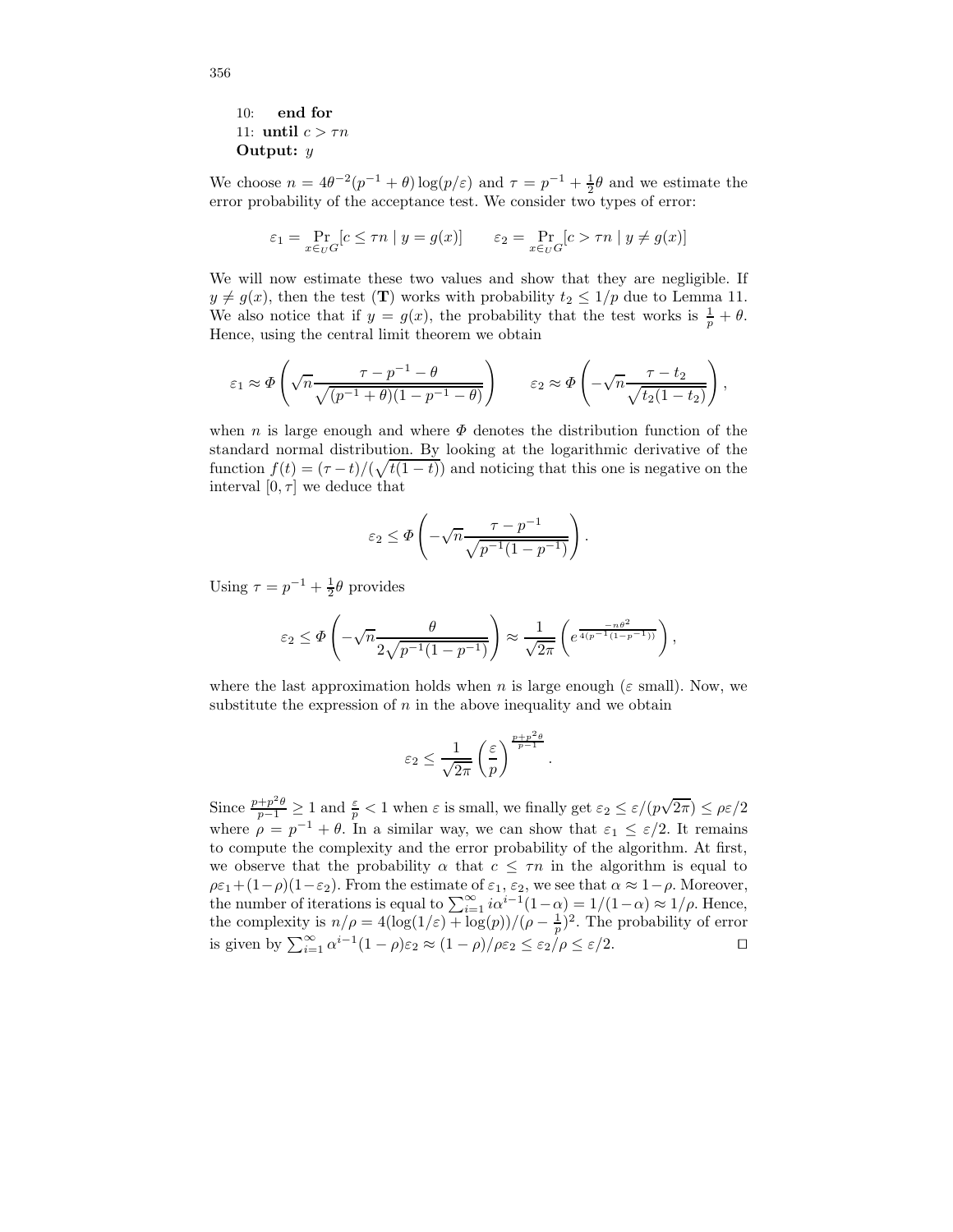10: &nbsp;&nbsp;&nbsp;**end for**
11: **until** $c > \tau n$
**Output:** $y$

We choose $n = 4\theta^{-2}(p^{-1} + \theta)\log(p/\varepsilon)$ and $\tau = p^{-1} + \frac{1}{2}\theta$ and we estimate the error probability of the acceptance test. We consider two types of error:

$$\varepsilon_1 = \Pr_{x \in_U G}[c \leq \tau n \mid y = g(x)] \qquad \varepsilon_2 = \Pr_{x \in_U G}[c > \tau n \mid y \neq g(x)]$$

We will now estimate these two values and show that they are negligible. If $y \neq g(x)$, then the test (**T**) works with probability $t_2 \leq 1/p$ due to Lemma 11. We also notice that if $y = g(x)$, the probability that the test works is $\frac{1}{p} + \theta$. Hence, using the central limit theorem we obtain

$$\varepsilon_1 \approx \Phi\left(\sqrt{n}\frac{\tau - p^{-1} - \theta}{\sqrt{(p^{-1} + \theta)(1 - p^{-1} - \theta)}}\right) \qquad \varepsilon_2 \approx \Phi\left(-\sqrt{n}\frac{\tau - t_2}{\sqrt{t_2(1 - t_2)}}\right),$$

when $n$ is large enough and where $\Phi$ denotes the distribution function of the standard normal distribution. By looking at the logarithmic derivative of the function $f(t) = (\tau - t)/(\sqrt{t(1-t)})$ and noticing that this one is negative on the interval $[0, \tau]$ we deduce that

$$\varepsilon_2 \leq \Phi\left(-\sqrt{n}\frac{\tau - p^{-1}}{\sqrt{p^{-1}(1 - p^{-1})}}\right).$$

Using $\tau = p^{-1} + \frac{1}{2}\theta$ provides

$$\varepsilon_2 \leq \Phi\left(-\sqrt{n}\frac{\theta}{2\sqrt{p^{-1}(1 - p^{-1})}}\right) \approx \frac{1}{\sqrt{2\pi}}\left(e^{\frac{-n\theta^2}{4(p^{-1}(1-p^{-1}))}}\right),$$

where the last approximation holds when $n$ is large enough ($\varepsilon$ small). Now, we substitute the expression of $n$ in the above inequality and we obtain

$$\varepsilon_2 \leq \frac{1}{\sqrt{2\pi}}\left(\frac{\varepsilon}{p}\right)^{\frac{p+p^2\theta}{p-1}}.$$

Since $\frac{p+p^2\theta}{p-1} \geq 1$ and $\frac{\varepsilon}{p} < 1$ when $\varepsilon$ is small, we finally get $\varepsilon_2 \leq \varepsilon/(p\sqrt{2\pi}) \leq \rho\varepsilon/2$ where $\rho = p^{-1} + \theta$. In a similar way, we can show that $\varepsilon_1 \leq \varepsilon/2$. It remains to compute the complexity and the error probability of the algorithm. At first, we observe that the probability $\alpha$ that $c \leq \tau n$ in the algorithm is equal to $\rho\varepsilon_1 + (1-\rho)(1-\varepsilon_2)$. From the estimate of $\varepsilon_1$, $\varepsilon_2$, we see that $\alpha \approx 1 - \rho$. Moreover, the number of iterations is equal to $\sum_{i=1}^{\infty} i\alpha^{i-1}(1-\alpha) = 1/(1-\alpha) \approx 1/\rho$. Hence, the complexity is $n/\rho = 4(\log(1/\varepsilon) + \log(p))/(\rho - \frac{1}{p})^2$. The probability of error is given by $\sum_{i=1}^{\infty} \alpha^{i-1}(1-\rho)\varepsilon_2 \approx (1-\rho)/\rho\varepsilon_2 \leq \varepsilon_2/\rho \leq \varepsilon/2$. $\square$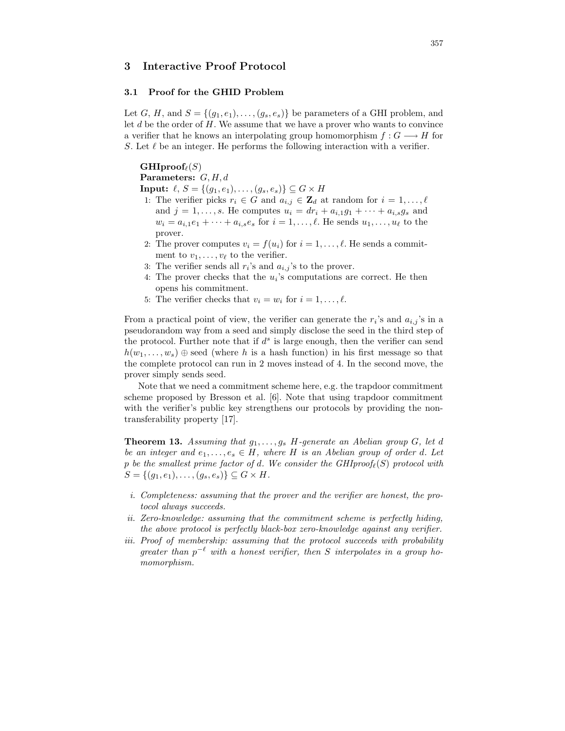## 3 Interactive Proof Protocol

### 3.1 Proof for the GHID Problem

Let $G$, $H$, and $S = \{(g_1, e_1), \ldots, (g_s, e_s)\}$ be parameters of a GHI problem, and let $d$ be the order of $H$. We assume that we have a prover who wants to convince a verifier that he knows an interpolating group homomorphism $f : G \longrightarrow H$ for $S$. Let $\ell$ be an integer. He performs the following interaction with a verifier.

**GHIproof**$_\ell(S)$
**Parameters:** $G, H, d$
**Input:** $\ell$, $S = \{(g_1, e_1), \ldots, (g_s, e_s)\} \subseteq G \times H$

1. The verifier picks $r_i \in G$ and $a_{i,j} \in \mathbf{Z}_d$ at random for $i = 1, \ldots, \ell$ and $j = 1, \ldots, s$. He computes $u_i = dr_i + a_{i,1}g_1 + \cdots + a_{i,s}g_s$ and $w_i = a_{i,1}e_1 + \cdots + a_{i,s}e_s$ for $i = 1, \ldots, \ell$. He sends $u_1, \ldots, u_\ell$ to the prover.
2. The prover computes $v_i = f(u_i)$ for $i = 1, \ldots, \ell$. He sends a commitment to $v_1, \ldots, v_\ell$ to the verifier.
3. The verifier sends all $r_i$'s and $a_{i,j}$'s to the prover.
4. The prover checks that the $u_i$'s computations are correct. He then opens his commitment.
5. The verifier checks that $v_i = w_i$ for $i = 1, \ldots, \ell$.

From a practical point of view, the verifier can generate the $r_i$'s and $a_{i,j}$'s in a pseudorandom way from a seed and simply disclose the seed in the third step of the protocol. Further note that if $d^s$ is large enough, then the verifier can send $h(w_1, \ldots, w_s) \oplus \text{seed}$ (where $h$ is a hash function) in his first message so that the complete protocol can run in 2 moves instead of 4. In the second move, the prover simply sends seed.

Note that we need a commitment scheme here, e.g. the trapdoor commitment scheme proposed by Bresson et al. [6]. Note that using trapdoor commitment with the verifier's public key strengthens our protocols by providing the non-transferability property [17].

**Theorem 13.** *Assuming that $g_1, \ldots, g_s$ $H$-generate an Abelian group $G$, let $d$ be an integer and $e_1, \ldots, e_s \in H$, where $H$ is an Abelian group of order $d$. Let $p$ be the smallest prime factor of $d$. We consider the GHIproof$_\ell(S)$ protocol with $S = \{(g_1, e_1), \ldots, (g_s, e_s)\} \subseteq G \times H$.*

- *i. Completeness: assuming that the prover and the verifier are honest, the protocol always succeeds.*
- *ii. Zero-knowledge: assuming that the commitment scheme is perfectly hiding, the above protocol is perfectly black-box zero-knowledge against any verifier.*
- *iii. Proof of membership: assuming that the protocol succeeds with probability greater than $p^{-\ell}$ with a honest verifier, then $S$ interpolates in a group homomorphism.*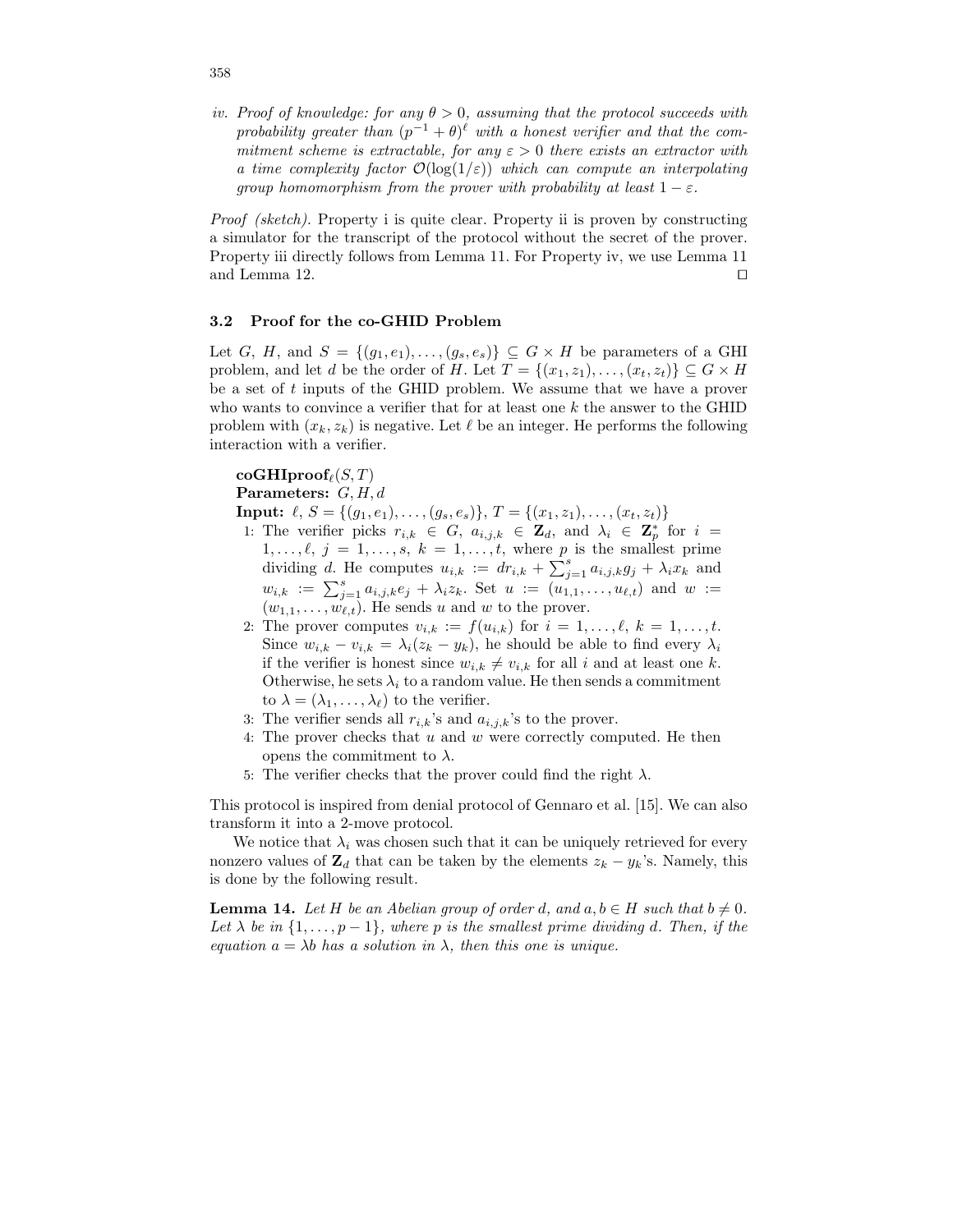*iv. Proof of knowledge: for any $\theta > 0$, assuming that the protocol succeeds with probability greater than $(p^{-1} + \theta)^{\ell}$ with a honest verifier and that the commitment scheme is extractable, for any $\varepsilon > 0$ there exists an extractor with a time complexity factor $\mathcal{O}(\log(1/\varepsilon))$ which can compute an interpolating group homomorphism from the prover with probability at least $1 - \varepsilon$.*

*Proof (sketch).* Property i is quite clear. Property ii is proven by constructing a simulator for the transcript of the protocol without the secret of the prover. Property iii directly follows from Lemma 11. For Property iv, we use Lemma 11 and Lemma 12. □

### 3.2 Proof for the co-GHID Problem

Let $G$, $H$, and $S = \{(g_1, e_1), \ldots, (g_s, e_s)\} \subseteq G \times H$ be parameters of a GHI problem, and let $d$ be the order of $H$. Let $T = \{(x_1, z_1), \ldots, (x_t, z_t)\} \subseteq G \times H$ be a set of $t$ inputs of the GHID problem. We assume that we have a prover who wants to convince a verifier that for at least one $k$ the answer to the GHID problem with $(x_k, z_k)$ is negative. Let $\ell$ be an integer. He performs the following interaction with a verifier.

**coGHIproof**$_\ell(S, T)$
**Parameters:** $G, H, d$
**Input:** $\ell$, $S = \{(g_1, e_1), \ldots, (g_s, e_s)\}$, $T = \{(x_1, z_1), \ldots, (x_t, z_t)\}$

1. The verifier picks $r_{i,k} \in G$, $a_{i,j,k} \in \mathbf{Z}_d$, and $\lambda_i \in \mathbf{Z}_p^*$ for $i = 1, \ldots, \ell$, $j = 1, \ldots, s$, $k = 1, \ldots, t$, where $p$ is the smallest prime dividing $d$. He computes $u_{i,k} := dr_{i,k} + \sum_{j=1}^{s} a_{i,j,k} g_j + \lambda_i x_k$ and $w_{i,k} := \sum_{j=1}^{s} a_{i,j,k} e_j + \lambda_i z_k$. Set $u := (u_{1,1}, \ldots, u_{\ell,t})$ and $w := (w_{1,1}, \ldots, w_{\ell,t})$. He sends $u$ and $w$ to the prover.
2. The prover computes $v_{i,k} := f(u_{i,k})$ for $i = 1, \ldots, \ell$, $k = 1, \ldots, t$. Since $w_{i,k} - v_{i,k} = \lambda_i(z_k - y_k)$, he should be able to find every $\lambda_i$ if the verifier is honest since $w_{i,k} \neq v_{i,k}$ for all $i$ and at least one $k$. Otherwise, he sets $\lambda_i$ to a random value. He then sends a commitment to $\lambda = (\lambda_1, \ldots, \lambda_\ell)$ to the verifier.
3. The verifier sends all $r_{i,k}$'s and $a_{i,j,k}$'s to the prover.
4. The prover checks that $u$ and $w$ were correctly computed. He then opens the commitment to $\lambda$.
5. The verifier checks that the prover could find the right $\lambda$.

This protocol is inspired from denial protocol of Gennaro et al. [15]. We can also transform it into a 2-move protocol.

We notice that $\lambda_i$ was chosen such that it can be uniquely retrieved for every nonzero values of $\mathbf{Z}_d$ that can be taken by the elements $z_k - y_k$'s. Namely, this is done by the following result.

**Lemma 14.** *Let $H$ be an Abelian group of order $d$, and $a, b \in H$ such that $b \neq 0$. Let $\lambda$ be in $\{1, \ldots, p-1\}$, where $p$ is the smallest prime dividing $d$. Then, if the equation $a = \lambda b$ has a solution in $\lambda$, then this one is unique.*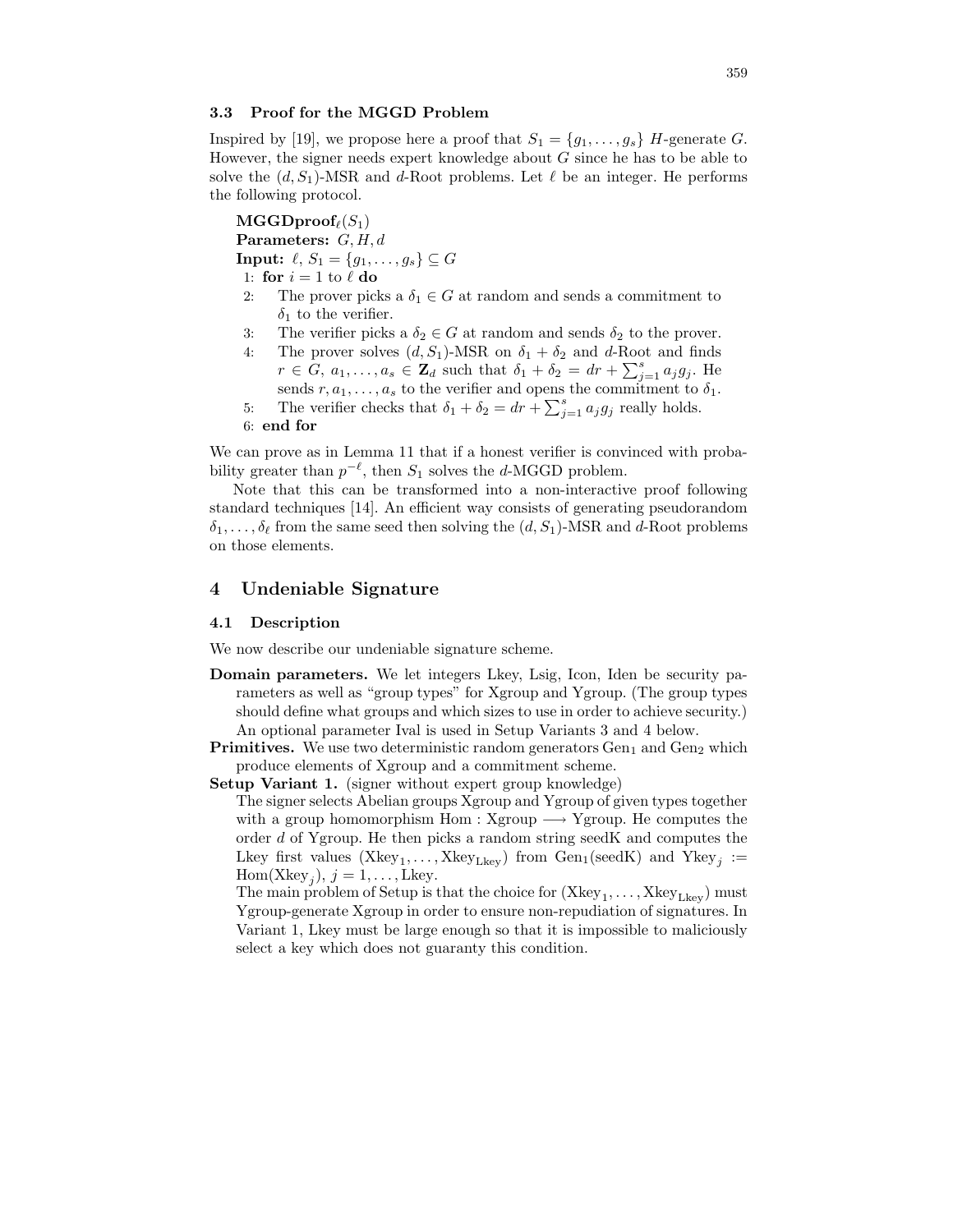### 3.3 Proof for the MGGD Problem

Inspired by [19], we propose here a proof that $S_1 = \{g_1, \ldots, g_s\}$ $H$-generate $G$. However, the signer needs expert knowledge about $G$ since he has to be able to solve the $(d, S_1)$-MSR and $d$-Root problems. Let $\ell$ be an integer. He performs the following protocol.

**MGGDproof**$_\ell(S_1)$
**Parameters:** $G, H, d$
**Input:** $\ell$, $S_1 = \{g_1, \ldots, g_s\} \subseteq G$

1: **for** $i = 1$ to $\ell$ **do**
2: The prover picks a $\delta_1 \in G$ at random and sends a commitment to $\delta_1$ to the verifier.
3: The verifier picks a $\delta_2 \in G$ at random and sends $\delta_2$ to the prover.
4: The prover solves $(d, S_1)$-MSR on $\delta_1 + \delta_2$ and $d$-Root and finds $r \in G$, $a_1, \ldots, a_s \in \mathbf{Z}_d$ such that $\delta_1 + \delta_2 = dr + \sum_{j=1}^{s} a_j g_j$. He sends $r, a_1, \ldots, a_s$ to the verifier and opens the commitment to $\delta_1$.
5: The verifier checks that $\delta_1 + \delta_2 = dr + \sum_{j=1}^{s} a_j g_j$ really holds.
6: **end for**

We can prove as in Lemma 11 that if a honest verifier is convinced with probability greater than $p^{-\ell}$, then $S_1$ solves the $d$-MGGD problem.

Note that this can be transformed into a non-interactive proof following standard techniques [14]. An efficient way consists of generating pseudorandom $\delta_1, \ldots, \delta_\ell$ from the same seed then solving the $(d, S_1)$-MSR and $d$-Root problems on those elements.

## 4 Undeniable Signature

### 4.1 Description

We now describe our undeniable signature scheme.

**Domain parameters.** We let integers Lkey, Lsig, Icon, Iden be security parameters as well as "group types" for Xgroup and Ygroup. (The group types should define what groups and which sizes to use in order to achieve security.) An optional parameter Ival is used in Setup Variants 3 and 4 below.

**Primitives.** We use two deterministic random generators $\text{Gen}_1$ and $\text{Gen}_2$ which produce elements of Xgroup and a commitment scheme.

**Setup Variant 1.** (signer without expert group knowledge)
The signer selects Abelian groups Xgroup and Ygroup of given types together with a group homomorphism Hom : Xgroup $\longrightarrow$ Ygroup. He computes the order $d$ of Ygroup. He then picks a random string seedK and computes the Lkey first values $(\text{Xkey}_1, \ldots, \text{Xkey}_{\text{Lkey}})$ from $\text{Gen}_1(\text{seedK})$ and $\text{Ykey}_j := \text{Hom}(\text{Xkey}_j)$, $j = 1, \ldots, \text{Lkey}$.
The main problem of Setup is that the choice for $(\text{Xkey}_1, \ldots, \text{Xkey}_{\text{Lkey}})$ must Ygroup-generate Xgroup in order to ensure non-repudiation of signatures. In Variant 1, Lkey must be large enough so that it is impossible to maliciously select a key which does not guaranty this condition.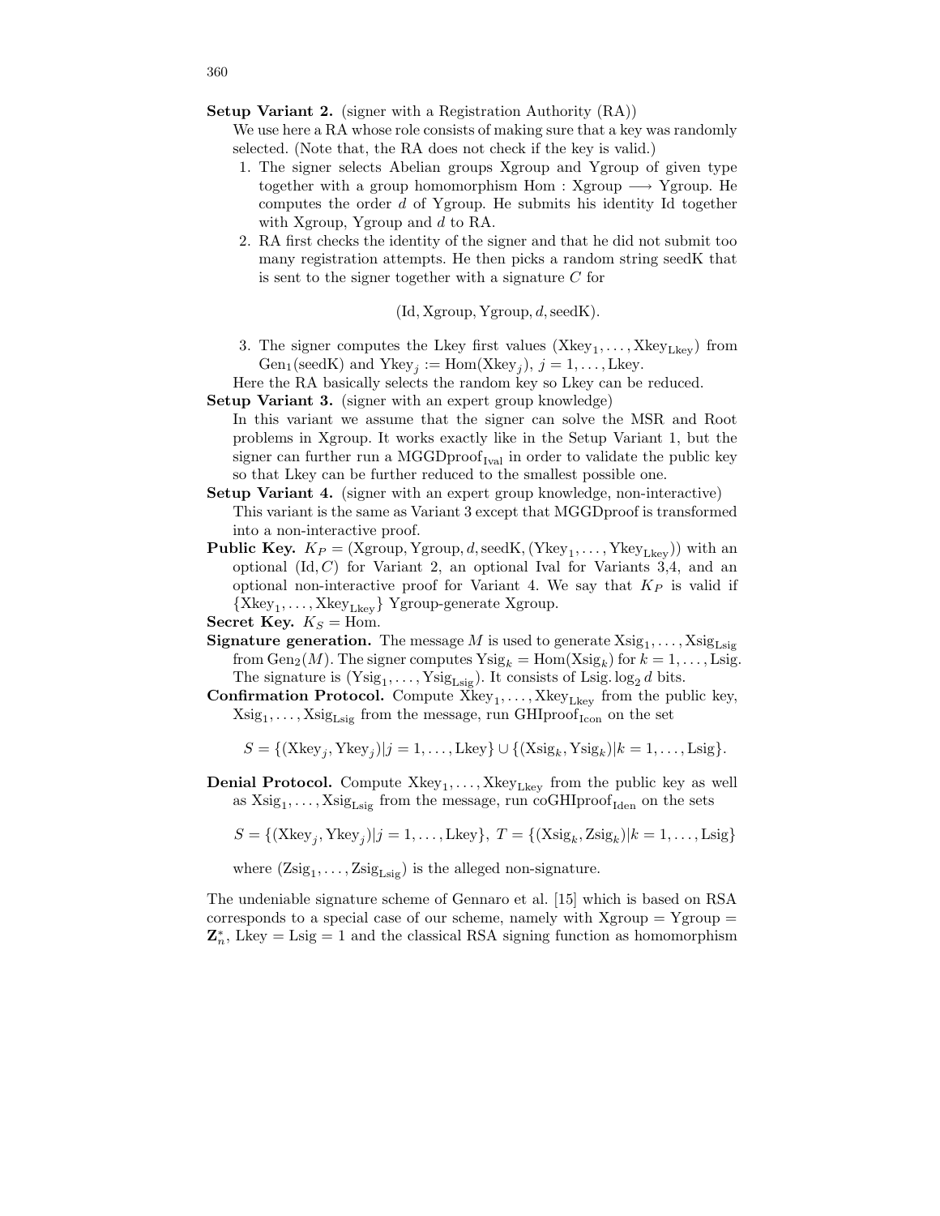**Setup Variant 2.** (signer with a Registration Authority (RA))
We use here a RA whose role consists of making sure that a key was randomly selected. (Note that, the RA does not check if the key is valid.)

1. The signer selects Abelian groups Xgroup and Ygroup of given type together with a group homomorphism Hom : Xgroup $\longrightarrow$ Ygroup. He computes the order $d$ of Ygroup. He submits his identity Id together with Xgroup, Ygroup and $d$ to RA.
2. RA first checks the identity of the signer and that he did not submit too many registration attempts. He then picks a random string seedK that is sent to the signer together with a signature $C$ for

$$(\mathrm{Id}, \mathrm{Xgroup}, \mathrm{Ygroup}, d, \mathrm{seedK}).$$

3. The signer computes the Lkey first values $(\mathrm{Xkey}_1, \ldots, \mathrm{Xkey}_{\mathrm{Lkey}})$ from $\mathrm{Gen}_1(\mathrm{seedK})$ and $\mathrm{Ykey}_j := \mathrm{Hom}(\mathrm{Xkey}_j)$, $j = 1, \ldots, \mathrm{Lkey}$.

Here the RA basically selects the random key so Lkey can be reduced.

**Setup Variant 3.** (signer with an expert group knowledge)
In this variant we assume that the signer can solve the MSR and Root problems in Xgroup. It works exactly like in the Setup Variant 1, but the signer can further run a $\mathrm{MGGDproof}_{\mathrm{Ival}}$ in order to validate the public key so that Lkey can be further reduced to the smallest possible one.

**Setup Variant 4.** (signer with an expert group knowledge, non-interactive)
This variant is the same as Variant 3 except that MGGDproof is transformed into a non-interactive proof.

**Public Key.** $K_P = (\mathrm{Xgroup}, \mathrm{Ygroup}, d, \mathrm{seedK}, (\mathrm{Ykey}_1, \ldots, \mathrm{Ykey}_{\mathrm{Lkey}}))$ with an optional $(\mathrm{Id}, C)$ for Variant 2, an optional Ival for Variants 3,4, and an optional non-interactive proof for Variant 4. We say that $K_P$ is valid if $\{\mathrm{Xkey}_1, \ldots, \mathrm{Xkey}_{\mathrm{Lkey}}\}$ Ygroup-generate Xgroup.

**Secret Key.** $K_S = \mathrm{Hom}$.

**Signature generation.** The message $M$ is used to generate $\mathrm{Xsig}_1, \ldots, \mathrm{Xsig}_{\mathrm{Lsig}}$ from $\mathrm{Gen}_2(M)$. The signer computes $\mathrm{Ysig}_k = \mathrm{Hom}(\mathrm{Xsig}_k)$ for $k = 1, \ldots, \mathrm{Lsig}$. The signature is $(\mathrm{Ysig}_1, \ldots, \mathrm{Ysig}_{\mathrm{Lsig}})$. It consists of $\mathrm{Lsig}. \log_2 d$ bits.

**Confirmation Protocol.** Compute $\mathrm{Xkey}_1, \ldots, \mathrm{Xkey}_{\mathrm{Lkey}}$ from the public key, $\mathrm{Xsig}_1, \ldots, \mathrm{Xsig}_{\mathrm{Lsig}}$ from the message, run $\mathrm{GHIproof}_{\mathrm{Icon}}$ on the set

$$S = \{(\mathrm{Xkey}_j, \mathrm{Ykey}_j) | j = 1, \ldots, \mathrm{Lkey}\} \cup \{(\mathrm{Xsig}_k, \mathrm{Ysig}_k) | k = 1, \ldots, \mathrm{Lsig}\}.$$

**Denial Protocol.** Compute $\mathrm{Xkey}_1, \ldots, \mathrm{Xkey}_{\mathrm{Lkey}}$ from the public key as well as $\mathrm{Xsig}_1, \ldots, \mathrm{Xsig}_{\mathrm{Lsig}}$ from the message, run $\mathrm{coGHIproof}_{\mathrm{Iden}}$ on the sets

$$S = \{(\mathrm{Xkey}_j, \mathrm{Ykey}_j) | j = 1, \ldots, \mathrm{Lkey}\},\ T = \{(\mathrm{Xsig}_k, \mathrm{Zsig}_k) | k = 1, \ldots, \mathrm{Lsig}\}$$

where $(\mathrm{Zsig}_1, \ldots, \mathrm{Zsig}_{\mathrm{Lsig}})$ is the alleged non-signature.

The undeniable signature scheme of Gennaro et al. [15] which is based on RSA corresponds to a special case of our scheme, namely with Xgroup = Ygroup = $\mathbf{Z}_n^*$, Lkey = Lsig = 1 and the classical RSA signing function as homomorphism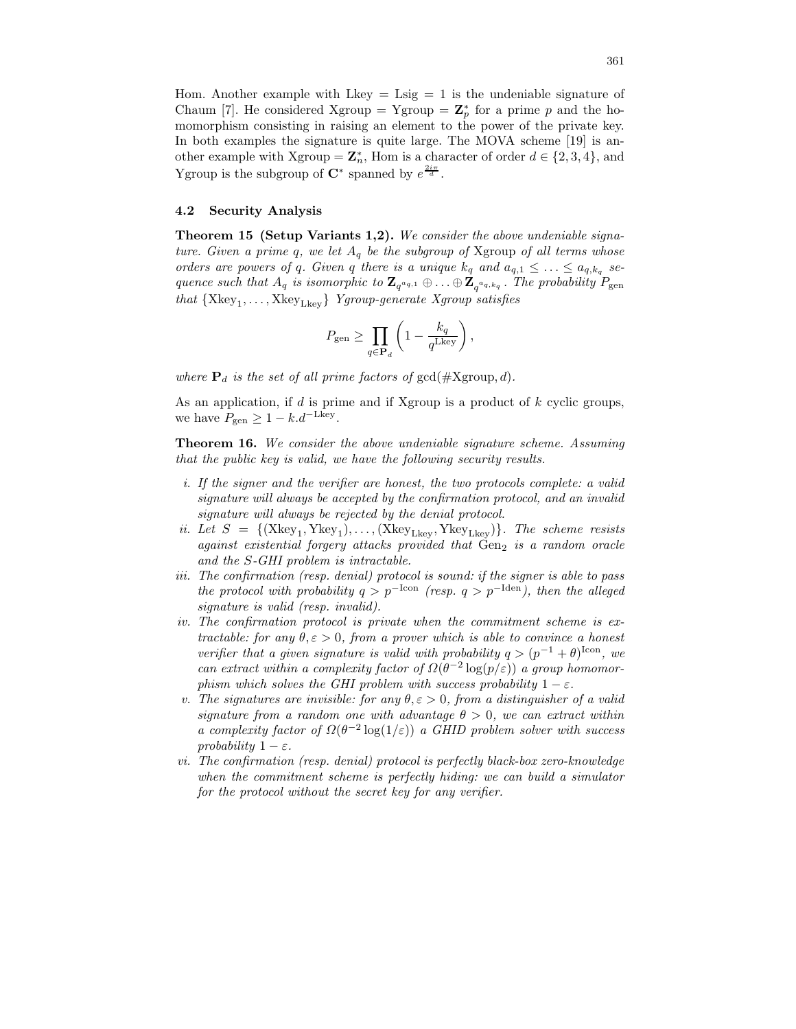Hom. Another example with Lkey = Lsig = 1 is the undeniable signature of Chaum [7]. He considered Xgroup = Ygroup = $\mathbf{Z}_p^*$ for a prime $p$ and the homomorphism consisting in raising an element to the power of the private key. In both examples the signature is quite large. The MOVA scheme [19] is another example with Xgroup = $\mathbf{Z}_n^*$, Hom is a character of order $d \in \{2, 3, 4\}$, and Ygroup is the subgroup of $\mathbf{C}^*$ spanned by $e^{\frac{2i\pi}{d}}$.

### 4.2 Security Analysis

**Theorem 15 (Setup Variants 1,2).** *We consider the above undeniable signature. Given a prime $q$, we let $A_q$ be the subgroup of* Xgroup *of all terms whose orders are powers of $q$. Given $q$ there is a unique $k_q$ and $a_{q,1} \leq \ldots \leq a_{q,k_q}$ sequence such that $A_q$ is isomorphic to $\mathbf{Z}_{q^{a_{q,1}}} \oplus \ldots \oplus \mathbf{Z}_{q^{a_{q,k_q}}}$. The probability $P_{\text{gen}}$ that $\{\text{Xkey}_1, \ldots, \text{Xkey}_{\text{Lkey}}\}$ Ygroup-generate Xgroup satisfies*

$$P_{\text{gen}} \geq \prod_{q \in \mathbf{P}_d} \left(1 - \frac{k_q}{q^{\text{Lkey}}}\right),$$

*where $\mathbf{P}_d$ is the set of all prime factors of* $\gcd(\#\text{Xgroup}, d)$.

As an application, if $d$ is prime and if Xgroup is a product of $k$ cyclic groups, we have $P_{\text{gen}} \geq 1 - k.d^{-\text{Lkey}}$.

**Theorem 16.** *We consider the above undeniable signature scheme. Assuming that the public key is valid, we have the following security results.*

*i. If the signer and the verifier are honest, the two protocols complete: a valid signature will always be accepted by the confirmation protocol, and an invalid signature will always be rejected by the denial protocol.*

*ii. Let $S = \{(\text{Xkey}_1, \text{Ykey}_1), \ldots, (\text{Xkey}_{\text{Lkey}}, \text{Ykey}_{\text{Lkey}})\}$. The scheme resists against existential forgery attacks provided that $\text{Gen}_2$ is a random oracle and the S-GHI problem is intractable.*

*iii. The confirmation (resp. denial) protocol is sound: if the signer is able to pass the protocol with probability $q > p^{-\text{Icon}}$ (resp. $q > p^{-\text{Iden}}$), then the alleged signature is valid (resp. invalid).*

*iv. The confirmation protocol is private when the commitment scheme is extractable: for any $\theta, \varepsilon > 0$, from a prover which is able to convince a honest verifier that a given signature is valid with probability $q > (p^{-1} + \theta)^{\text{Icon}}$, we can extract within a complexity factor of $\Omega(\theta^{-2} \log(p/\varepsilon))$ a group homomorphism which solves the GHI problem with success probability $1 - \varepsilon$.*

*v. The signatures are invisible: for any $\theta, \varepsilon > 0$, from a distinguisher of a valid signature from a random one with advantage $\theta > 0$, we can extract within a complexity factor of $\Omega(\theta^{-2} \log(1/\varepsilon))$ a GHID problem solver with success probability $1 - \varepsilon$.*

*vi. The confirmation (resp. denial) protocol is perfectly black-box zero-knowledge when the commitment scheme is perfectly hiding: we can build a simulator for the protocol without the secret key for any verifier.*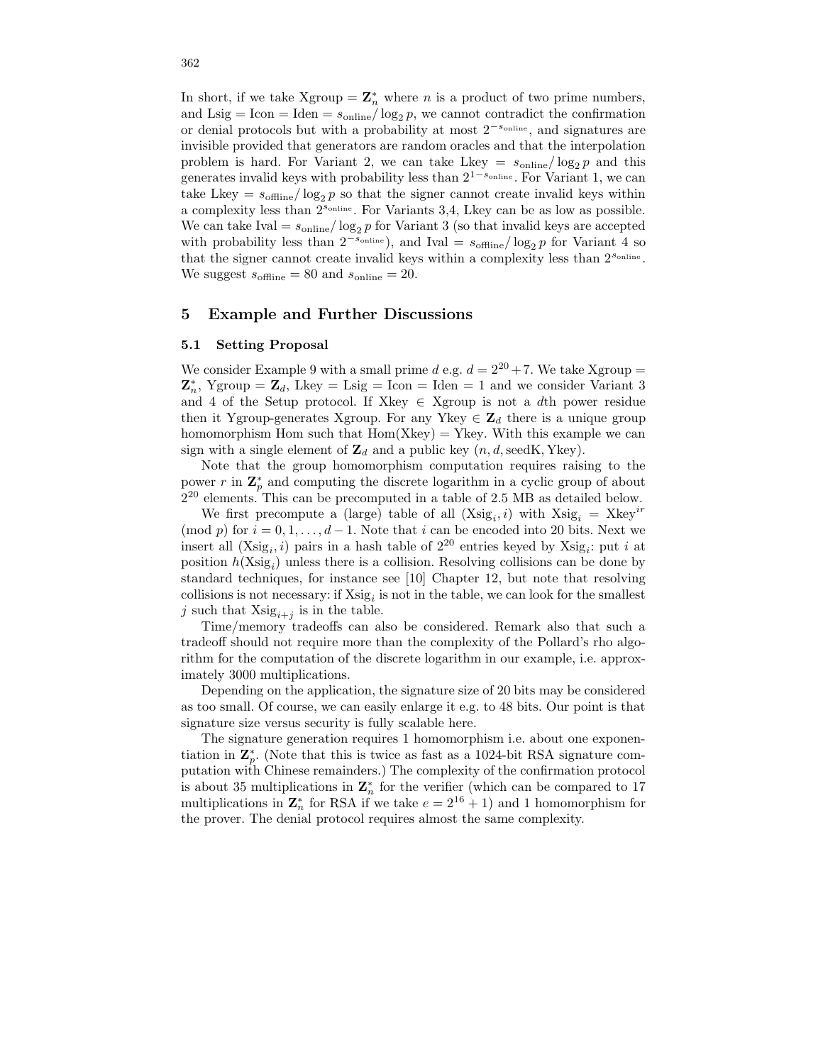In short, if we take Xgroup = $\mathbf{Z}_n^*$ where $n$ is a product of two prime numbers, and Lsig = Icon = Iden = $s_{\text{online}}/\log_2 p$, we cannot contradict the confirmation or denial protocols but with a probability at most $2^{-s_{\text{online}}}$, and signatures are invisible provided that generators are random oracles and that the interpolation problem is hard. For Variant 2, we can take Lkey = $s_{\text{online}}/\log_2 p$ and this generates invalid keys with probability less than $2^{1-s_{\text{online}}}$. For Variant 1, we can take Lkey = $s_{\text{offline}}/\log_2 p$ so that the signer cannot create invalid keys within a complexity less than $2^{s_{\text{online}}}$. For Variants 3,4, Lkey can be as low as possible. We can take Ival = $s_{\text{online}}/\log_2 p$ for Variant 3 (so that invalid keys are accepted with probability less than $2^{-s_{\text{online}}}$), and Ival = $s_{\text{offline}}/\log_2 p$ for Variant 4 so that the signer cannot create invalid keys within a complexity less than $2^{s_{\text{online}}}$. We suggest $s_{\text{offline}} = 80$ and $s_{\text{online}} = 20$.

## 5 Example and Further Discussions

### 5.1 Setting Proposal

We consider Example 9 with a small prime $d$ e.g. $d = 2^{20} + 7$. We take Xgroup = $\mathbf{Z}_n^*$, Ygroup = $\mathbf{Z}_d$, Lkey = Lsig = Icon = Iden = 1 and we consider Variant 3 and 4 of the Setup protocol. If Xkey $\in$ Xgroup is not a $d$th power residue then it Ygroup-generates Xgroup. For any Ykey $\in \mathbf{Z}_d$ there is a unique group homomorphism Hom such that Hom(Xkey) = Ykey. With this example we can sign with a single element of $\mathbf{Z}_d$ and a public key $(n, d, \text{seedK}, \text{Ykey})$.

Note that the group homomorphism computation requires raising to the power $r$ in $\mathbf{Z}_p^*$ and computing the discrete logarithm in a cyclic group of about $2^{20}$ elements. This can be precomputed in a table of 2.5 MB as detailed below.

We first precompute a (large) table of all $(\text{Xsig}_i, i)$ with $\text{Xsig}_i = \text{Xkey}^{ir} \pmod p$ for $i = 0, 1, \ldots, d-1$. Note that $i$ can be encoded into 20 bits. Next we insert all $(\text{Xsig}_i, i)$ pairs in a hash table of $2^{20}$ entries keyed by $\text{Xsig}_i$: put $i$ at position $h(\text{Xsig}_i)$ unless there is a collision. Resolving collisions can be done by standard techniques, for instance see [10] Chapter 12, but note that resolving collisions is not necessary: if $\text{Xsig}_i$ is not in the table, we can look for the smallest $j$ such that $\text{Xsig}_{i+j}$ is in the table.

Time/memory tradeoffs can also be considered. Remark also that such a tradeoff should not require more than the complexity of the Pollard's rho algorithm for the computation of the discrete logarithm in our example, i.e. approximately 3000 multiplications.

Depending on the application, the signature size of 20 bits may be considered as too small. Of course, we can easily enlarge it e.g. to 48 bits. Our point is that signature size versus security is fully scalable here.

The signature generation requires 1 homomorphism i.e. about one exponentiation in $\mathbf{Z}_p^*$. (Note that this is twice as fast as a 1024-bit RSA signature computation with Chinese remainders.) The complexity of the confirmation protocol is about 35 multiplications in $\mathbf{Z}_n^*$ for the verifier (which can be compared to 17 multiplications in $\mathbf{Z}_n^*$ for RSA if we take $e = 2^{16} + 1$) and 1 homomorphism for the prover. The denial protocol requires almost the same complexity.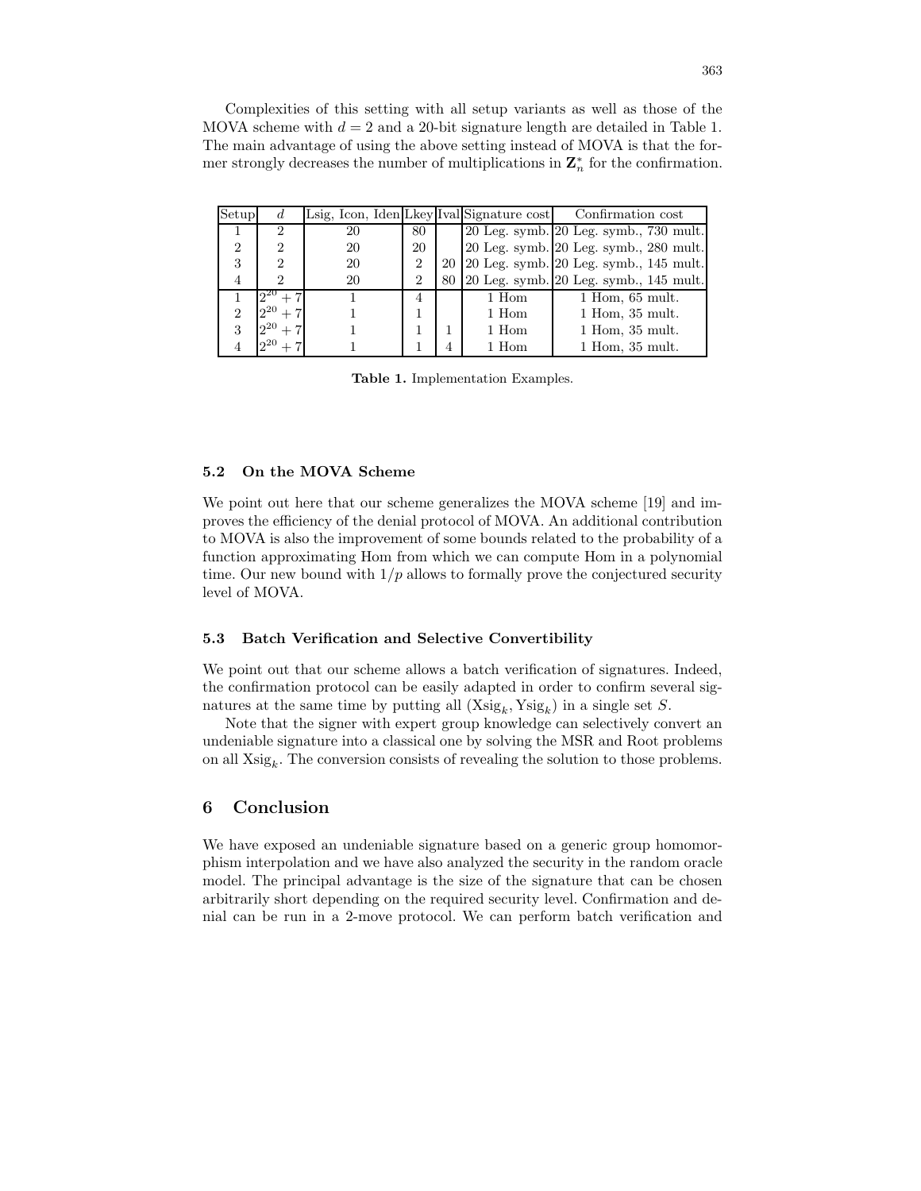Complexities of this setting with all setup variants as well as those of the MOVA scheme with $d = 2$ and a 20-bit signature length are detailed in Table 1. The main advantage of using the above setting instead of MOVA is that the former strongly decreases the number of multiplications in $\mathbf{Z}_n^*$ for the confirmation.

| Setup | $d$ | Lsig, Icon, Iden | Lkey | Ival | Signature cost | Confirmation cost |
|---|---|---|---|---|---|---|
| 1 | 2 | 20 | 80 | | 20 Leg. symb. | 20 Leg. symb., 730 mult. |
| 2 | 2 | 20 | 20 | | 20 Leg. symb. | 20 Leg. symb., 280 mult. |
| 3 | 2 | 20 | 2 | 20 | 20 Leg. symb. | 20 Leg. symb., 145 mult. |
| 4 | 2 | 20 | 2 | 80 | 20 Leg. symb. | 20 Leg. symb., 145 mult. |
| 1 | $2^{20}+7$ | 1 | 4 | | 1 Hom | 1 Hom, 65 mult. |
| 2 | $2^{20}+7$ | 1 | 1 | | 1 Hom | 1 Hom, 35 mult. |
| 3 | $2^{20}+7$ | 1 | 1 | 1 | 1 Hom | 1 Hom, 35 mult. |
| 4 | $2^{20}+7$ | 1 | 1 | 4 | 1 Hom | 1 Hom, 35 mult. |

**Table 1.** Implementation Examples.

### 5.2 On the MOVA Scheme

We point out here that our scheme generalizes the MOVA scheme [19] and improves the efficiency of the denial protocol of MOVA. An additional contribution to MOVA is also the improvement of some bounds related to the probability of a function approximating Hom from which we can compute Hom in a polynomial time. Our new bound with $1/p$ allows to formally prove the conjectured security level of MOVA.

### 5.3 Batch Verification and Selective Convertibility

We point out that our scheme allows a batch verification of signatures. Indeed, the confirmation protocol can be easily adapted in order to confirm several signatures at the same time by putting all $(\mathrm{Xsig}_k, \mathrm{Ysig}_k)$ in a single set $S$.

Note that the signer with expert group knowledge can selectively convert an undeniable signature into a classical one by solving the MSR and Root problems on all $\mathrm{Xsig}_k$. The conversion consists of revealing the solution to those problems.

## 6 Conclusion

We have exposed an undeniable signature based on a generic group homomorphism interpolation and we have also analyzed the security in the random oracle model. The principal advantage is the size of the signature that can be chosen arbitrarily short depending on the required security level. Confirmation and denial can be run in a 2-move protocol. We can perform batch verification and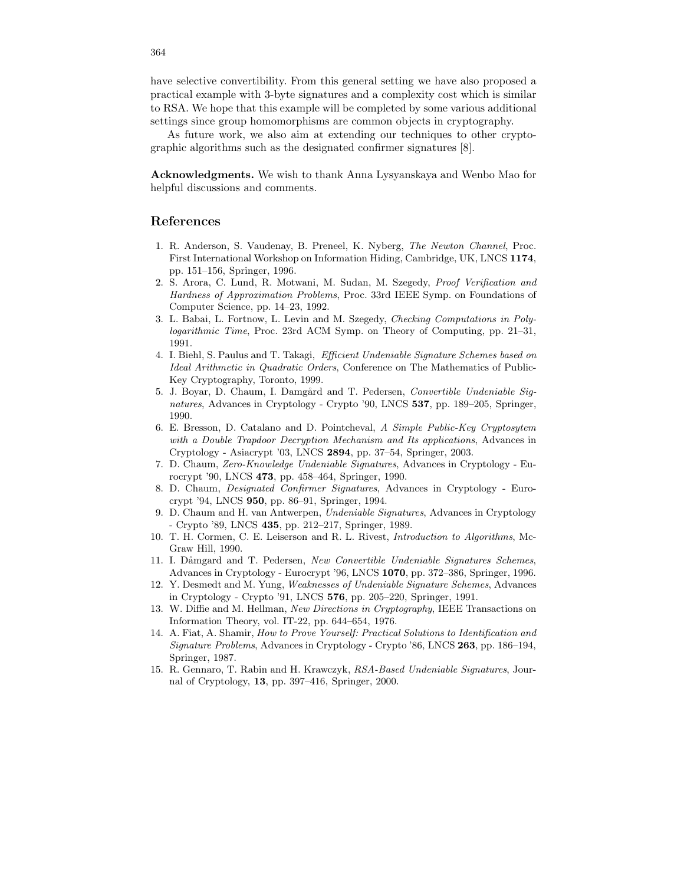have selective convertibility. From this general setting we have also proposed a practical example with 3-byte signatures and a complexity cost which is similar to RSA. We hope that this example will be completed by some various additional settings since group homomorphisms are common objects in cryptography.

As future work, we also aim at extending our techniques to other cryptographic algorithms such as the designated confirmer signatures [8].

**Acknowledgments.** We wish to thank Anna Lysyanskaya and Wenbo Mao for helpful discussions and comments.

## References

1. R. Anderson, S. Vaudenay, B. Preneel, K. Nyberg, *The Newton Channel*, Proc. First International Workshop on Information Hiding, Cambridge, UK, LNCS **1174**, pp. 151–156, Springer, 1996.
2. S. Arora, C. Lund, R. Motwani, M. Sudan, M. Szegedy, *Proof Verification and Hardness of Approximation Problems*, Proc. 33rd IEEE Symp. on Foundations of Computer Science, pp. 14–23, 1992.
3. L. Babai, L. Fortnow, L. Levin and M. Szegedy, *Checking Computations in Polylogarithmic Time*, Proc. 23rd ACM Symp. on Theory of Computing, pp. 21–31, 1991.
4. I. Biehl, S. Paulus and T. Takagi, *Efficient Undeniable Signature Schemes based on Ideal Arithmetic in Quadratic Orders*, Conference on The Mathematics of Public-Key Cryptography, Toronto, 1999.
5. J. Boyar, D. Chaum, I. Damgård and T. Pedersen, *Convertible Undeniable Signatures*, Advances in Cryptology - Crypto '90, LNCS **537**, pp. 189–205, Springer, 1990.
6. E. Bresson, D. Catalano and D. Pointcheval, *A Simple Public-Key Cryptosytem with a Double Trapdoor Decryption Mechanism and Its applications*, Advances in Cryptology - Asiacrypt '03, LNCS **2894**, pp. 37–54, Springer, 2003.
7. D. Chaum, *Zero-Knowledge Undeniable Signatures*, Advances in Cryptology - Eurocrypt '90, LNCS **473**, pp. 458–464, Springer, 1990.
8. D. Chaum, *Designated Confirmer Signatures*, Advances in Cryptology - Eurocrypt '94, LNCS **950**, pp. 86–91, Springer, 1994.
9. D. Chaum and H. van Antwerpen, *Undeniable Signatures*, Advances in Cryptology - Crypto '89, LNCS **435**, pp. 212–217, Springer, 1989.
10. T. H. Cormen, C. E. Leiserson and R. L. Rivest, *Introduction to Algorithms*, McGraw Hill, 1990.
11. I. Dåmgard and T. Pedersen, *New Convertible Undeniable Signatures Schemes*, Advances in Cryptology - Eurocrypt '96, LNCS **1070**, pp. 372–386, Springer, 1996.
12. Y. Desmedt and M. Yung, *Weaknesses of Undeniable Signature Schemes*, Advances in Cryptology - Crypto '91, LNCS **576**, pp. 205–220, Springer, 1991.
13. W. Diffie and M. Hellman, *New Directions in Cryptography*, IEEE Transactions on Information Theory, vol. IT-22, pp. 644–654, 1976.
14. A. Fiat, A. Shamir, *How to Prove Yourself: Practical Solutions to Identification and Signature Problems*, Advances in Cryptology - Crypto '86, LNCS **263**, pp. 186–194, Springer, 1987.
15. R. Gennaro, T. Rabin and H. Krawczyk, *RSA-Based Undeniable Signatures*, Journal of Cryptology, **13**, pp. 397–416, Springer, 2000.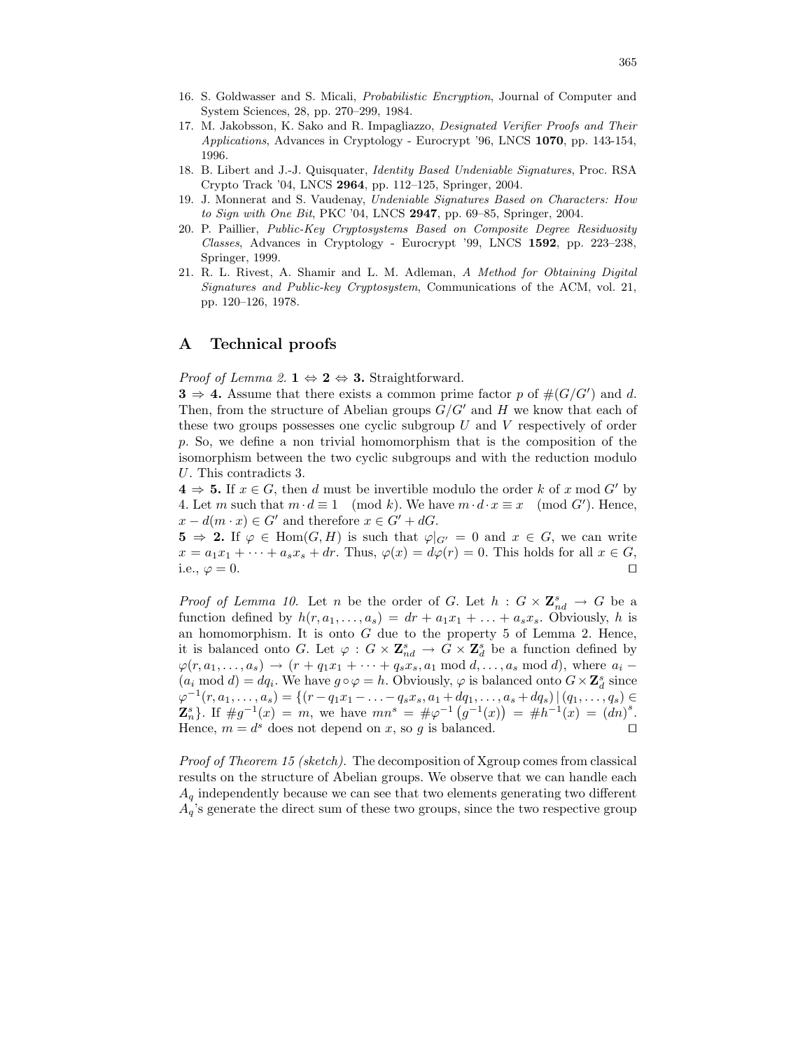16. S. Goldwasser and S. Micali, *Probabilistic Encryption*, Journal of Computer and System Sciences, 28, pp. 270–299, 1984.
17. M. Jakobsson, K. Sako and R. Impagliazzo, *Designated Verifier Proofs and Their Applications*, Advances in Cryptology - Eurocrypt '96, LNCS **1070**, pp. 143-154, 1996.
18. B. Libert and J.-J. Quisquater, *Identity Based Undeniable Signatures*, Proc. RSA Crypto Track '04, LNCS **2964**, pp. 112–125, Springer, 2004.
19. J. Monnerat and S. Vaudenay, *Undeniable Signatures Based on Characters: How to Sign with One Bit*, PKC '04, LNCS **2947**, pp. 69–85, Springer, 2004.
20. P. Paillier, *Public-Key Cryptosystems Based on Composite Degree Residuosity Classes*, Advances in Cryptology - Eurocrypt '99, LNCS **1592**, pp. 223–238, Springer, 1999.
21. R. L. Rivest, A. Shamir and L. M. Adleman, *A Method for Obtaining Digital Signatures and Public-key Cryptosystem*, Communications of the ACM, vol. 21, pp. 120–126, 1978.

# A Technical proofs

*Proof of Lemma 2.* **1** ⇔ **2** ⇔ **3.** Straightforward.
**3** ⇒ **4.** Assume that there exists a common prime factor $p$ of $\#(G/G')$ and $d$. Then, from the structure of Abelian groups $G/G'$ and $H$ we know that each of these two groups possesses one cyclic subgroup $U$ and $V$ respectively of order $p$. So, we define a non trivial homomorphism that is the composition of the isomorphism between the two cyclic subgroups and with the reduction modulo $U$. This contradicts 3.
**4** ⇒ **5.** If $x \in G$, then $d$ must be invertible modulo the order $k$ of $x \bmod G'$ by 4. Let $m$ such that $m \cdot d \equiv 1 \pmod{k}$. We have $m \cdot d \cdot x \equiv x \pmod{G'}$. Hence, $x - d(m \cdot x) \in G'$ and therefore $x \in G' + dG$.
**5** ⇒ **2.** If $\varphi \in \mathrm{Hom}(G, H)$ is such that $\varphi|_{G'} = 0$ and $x \in G$, we can write $x = a_1x_1 + \cdots + a_sx_s + dr$. Thus, $\varphi(x) = d\varphi(r) = 0$. This holds for all $x \in G$, i.e., $\varphi = 0$. □

*Proof of Lemma 10.* Let $n$ be the order of $G$. Let $h : G \times \mathbf{Z}_{nd}^s \to G$ be a function defined by $h(r, a_1, \ldots, a_s) = dr + a_1x_1 + \ldots + a_sx_s$. Obviously, $h$ is an homomorphism. It is onto $G$ due to the property 5 of Lemma 2. Hence, it is balanced onto $G$. Let $\varphi : G \times \mathbf{Z}_{nd}^s \to G \times \mathbf{Z}_d^s$ be a function defined by $\varphi(r, a_1, \ldots, a_s) \to (r + q_1x_1 + \cdots + q_sx_s, a_1 \bmod d, \ldots, a_s \bmod d)$, where $a_i - (a_i \bmod d) = dq_i$. We have $g \circ \varphi = h$. Obviously, $\varphi$ is balanced onto $G \times \mathbf{Z}_d^s$ since $\varphi^{-1}(r, a_1, \ldots, a_s) = \{(r - q_1x_1 - \ldots - q_sx_s, a_1 + dq_1, \ldots, a_s + dq_s) \,|\, (q_1, \ldots, q_s) \in \mathbf{Z}_n^s\}$. If $\#g^{-1}(x) = m$, we have $mn^s = \#\varphi^{-1}\left(g^{-1}(x)\right) = \#h^{-1}(x) = (dn)^s$. Hence, $m = d^s$ does not depend on $x$, so $g$ is balanced. □

*Proof of Theorem 15 (sketch).* The decomposition of Xgroup comes from classical results on the structure of Abelian groups. We observe that we can handle each $A_q$ independently because we can see that two elements generating two different $A_q$'s generate the direct sum of these two groups, since the two respective group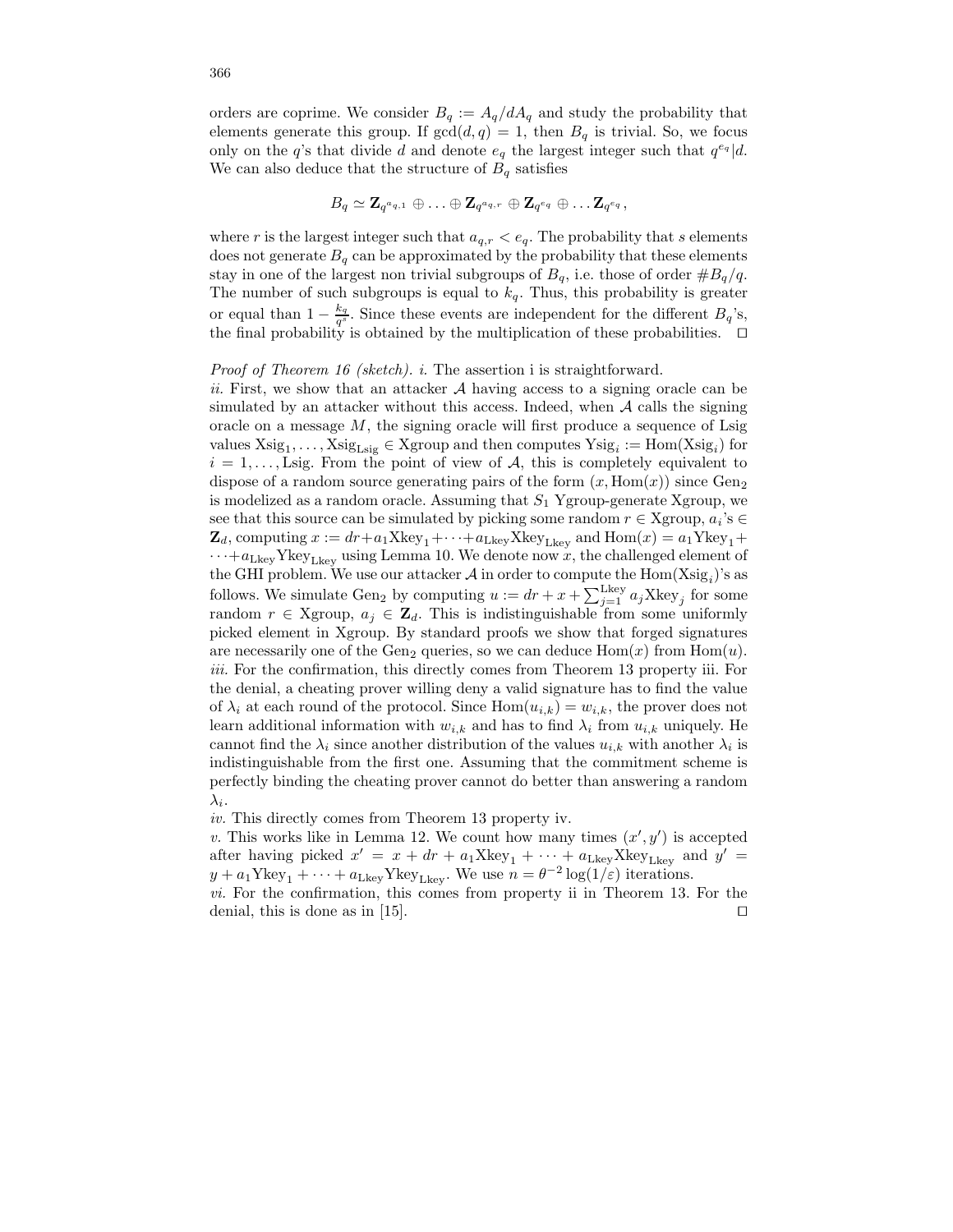orders are coprime. We consider $B_q := A_q/dA_q$ and study the probability that elements generate this group. If $\gcd(d, q) = 1$, then $B_q$ is trivial. So, we focus only on the $q$'s that divide $d$ and denote $e_q$ the largest integer such that $q^{e_q}|d$. We can also deduce that the structure of $B_q$ satisfies

$$B_q \simeq \mathbf{Z}_{q^{a_{q,1}}} \oplus \ldots \oplus \mathbf{Z}_{q^{a_{q,r}}} \oplus \mathbf{Z}_{q^{e_q}} \oplus \ldots \mathbf{Z}_{q^{e_q}},$$

where $r$ is the largest integer such that $a_{q,r} < e_q$. The probability that $s$ elements does not generate $B_q$ can be approximated by the probability that these elements stay in one of the largest non trivial subgroups of $B_q$, i.e. those of order $\#B_q/q$. The number of such subgroups is equal to $k_q$. Thus, this probability is greater or equal than $1 - \frac{k_q}{q^s}$. Since these events are independent for the different $B_q$'s, the final probability is obtained by the multiplication of these probabilities. $\square$

*Proof of Theorem 16 (sketch). i.* The assertion i is straightforward.
*ii.* First, we show that an attacker $\mathcal{A}$ having access to a signing oracle can be simulated by an attacker without this access. Indeed, when $\mathcal{A}$ calls the signing oracle on a message $M$, the signing oracle will first produce a sequence of Lsig values $\text{Xsig}_1, \ldots, \text{Xsig}_{\text{Lsig}} \in \text{Xgroup}$ and then computes $\text{Ysig}_i := \text{Hom}(\text{Xsig}_i)$ for $i = 1, \ldots, \text{Lsig}$. From the point of view of $\mathcal{A}$, this is completely equivalent to dispose of a random source generating pairs of the form $(x, \text{Hom}(x))$ since $\text{Gen}_2$ is modelized as a random oracle. Assuming that $S_1$ Ygroup-generate Xgroup, we see that this source can be simulated by picking some random $r \in \text{Xgroup}$, $a_i$'s $\in \mathbf{Z}_d$, computing $x := dr + a_1\text{Xkey}_1 + \cdots + a_{\text{Lkey}}\text{Xkey}_{\text{Lkey}}$ and $\text{Hom}(x) = a_1\text{Ykey}_1 + \cdots + a_{\text{Lkey}}\text{Ykey}_{\text{Lkey}}$ using Lemma 10. We denote now $x$, the challenged element of the GHI problem. We use our attacker $\mathcal{A}$ in order to compute the $\text{Hom}(\text{Xsig}_i)$'s as follows. We simulate $\text{Gen}_2$ by computing $u := dr + x + \sum_{j=1}^{\text{Lkey}} a_j\text{Xkey}_j$ for some random $r \in \text{Xgroup}$, $a_j \in \mathbf{Z}_d$. This is indistinguishable from some uniformly picked element in Xgroup. By standard proofs we show that forged signatures are necessarily one of the $\text{Gen}_2$ queries, so we can deduce $\text{Hom}(x)$ from $\text{Hom}(u)$.
*iii.* For the confirmation, this directly comes from Theorem 13 property iii. For the denial, a cheating prover willing deny a valid signature has to find the value of $\lambda_i$ at each round of the protocol. Since $\text{Hom}(u_{i,k}) = w_{i,k}$, the prover does not learn additional information with $w_{i,k}$ and has to find $\lambda_i$ from $u_{i,k}$ uniquely. He cannot find the $\lambda_i$ since another distribution of the values $u_{i,k}$ with another $\lambda_i$ is indistinguishable from the first one. Assuming that the commitment scheme is perfectly binding the cheating prover cannot do better than answering a random $\lambda_i$.
*iv.* This directly comes from Theorem 13 property iv.
*v.* This works like in Lemma 12. We count how many times $(x', y')$ is accepted after having picked $x' = x + dr + a_1\text{Xkey}_1 + \cdots + a_{\text{Lkey}}\text{Xkey}_{\text{Lkey}}$ and $y' = y + a_1\text{Ykey}_1 + \cdots + a_{\text{Lkey}}\text{Ykey}_{\text{Lkey}}$. We use $n = \theta^{-2}\log(1/\varepsilon)$ iterations.
*vi.* For the confirmation, this comes from property ii in Theorem 13. For the denial, this is done as in [15]. $\square$